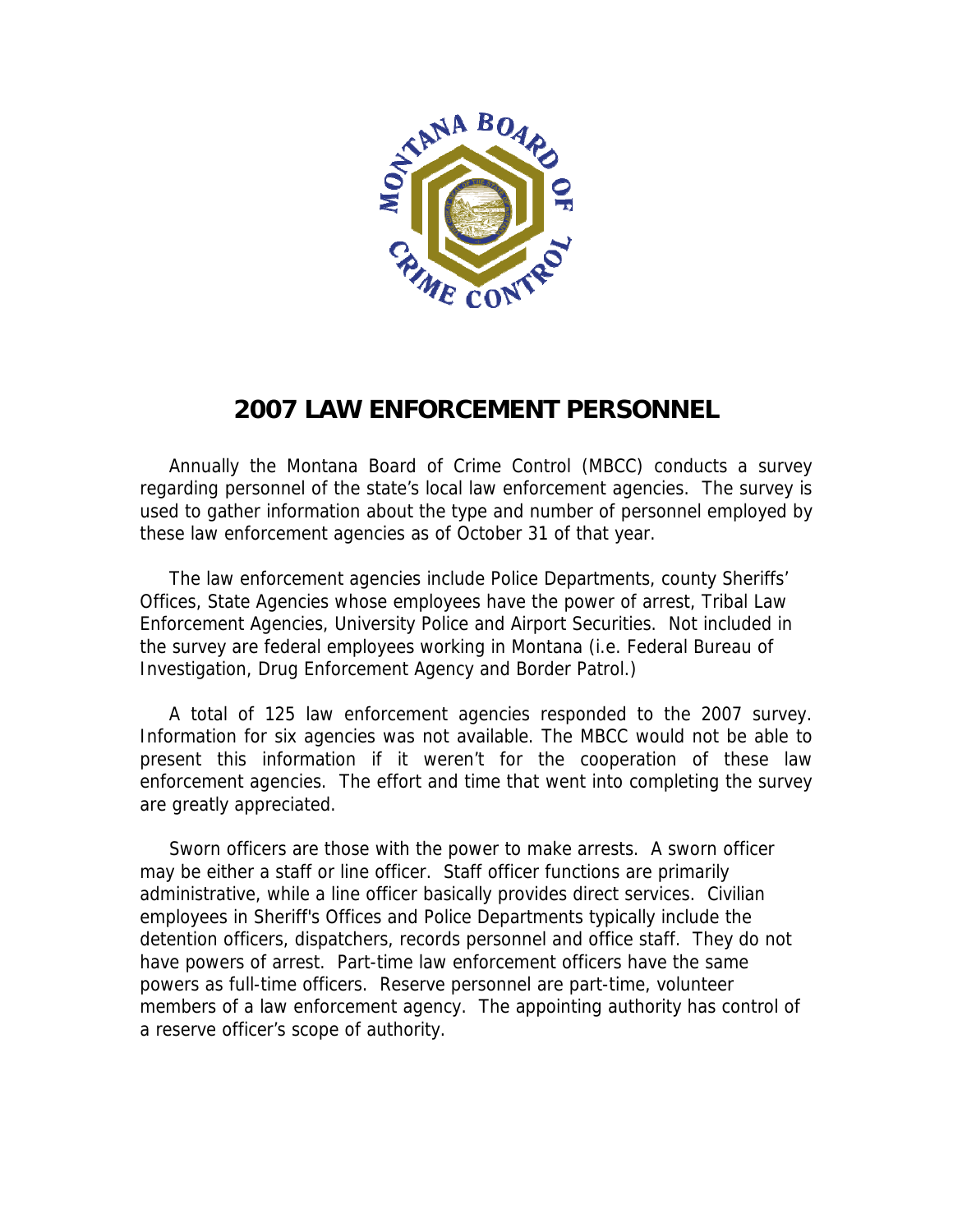# 2007 LAW ENFORCEMENT PERSONNEL

Annually the Montana Board of Crime Control (MBCC) conducts a survey regarding personnel of the state's local law enforcement agencies. The survey is used to gather information about the type and number of personnel employed by these law enforcement agencies as of October 31 of that year.

The law enforcement agencies include Police Departments, county Sheriffs' Offices, State Agencies whose employees have the power of arrest, Tribal Law Enforcement Agencies, University Police and Airport Securities. Not included in the survey are federal employees working in Montana (i.e. Federal Bureau of Investigation, Drug Enforcement Agency and Border Patrol.)

A total of 125 law enforcement agencies responded to the 2007 survey. Information for six agencies was not available. The MBCC would not be able to present this information if it weren't for the cooperation of these law enforcement agencies. The effort and time that went into completing the survey are greatly appreciated.

Sworn officers are those with the power to make arrests. A sworn officer may be either a staff or line officer. Staff officer functions are primarily administrative, while a line officer basically provides direct services. Civilian employees in Sheriff's Offices and Police Departments typically include the detention officers, dispatchers, records personnel and office staff. They do not have powers of arrest. Part-time law enforcement officers have the same powers as full-time officers. Reserve personnel are part-time, volunteer members of a law enforcement agency. The appointing authority has control of a reserve officer's scope of authority.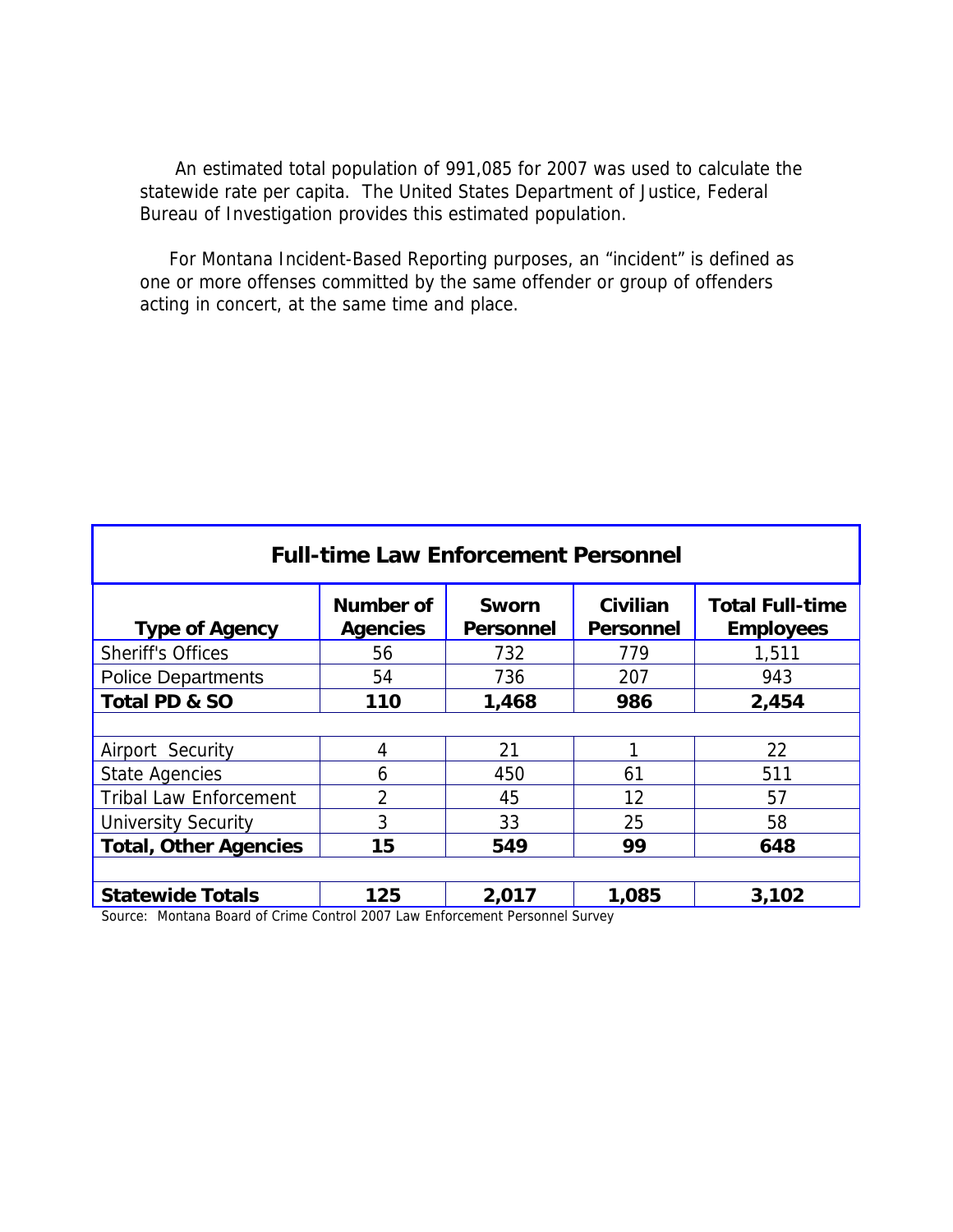An estimated total population of 991,085 for 2007 was used to calculate the statewide rate per capita. The United States Department of Justice, Federal Bureau of Investigation provides this estimated population.

For Montana Incident-Based Reporting purposes, an "incident" is defined as one or more offenses committed by the same offender or group of offenders acting in concert, at the same time and place.

| **Full-time Law Enforcement Personnel** | | | | |
|---|---|---|---|---|
| **Type of Agency** | **Number of Agencies** | **Sworn Personnel** | **Civilian Personnel** | **Total Full-time Employees** |
| Sheriff's Offices | 56 | 732 | 779 | 1,511 |
| Police Departments | 54 | 736 | 207 | 943 |
| **Total PD & SO** | **110** | **1,468** | **986** | **2,454** |
| | | | | |
| Airport Security | 4 | 21 | 1 | 22 |
| State Agencies | 6 | 450 | 61 | 511 |
| Tribal Law Enforcement | 2 | 45 | 12 | 57 |
| University Security | 3 | 33 | 25 | 58 |
| **Total, Other Agencies** | **15** | **549** | **99** | **648** |
| | | | | |
| **Statewide Totals** | **125** | **2,017** | **1,085** | **3,102** |

Source: Montana Board of Crime Control 2007 Law Enforcement Personnel Survey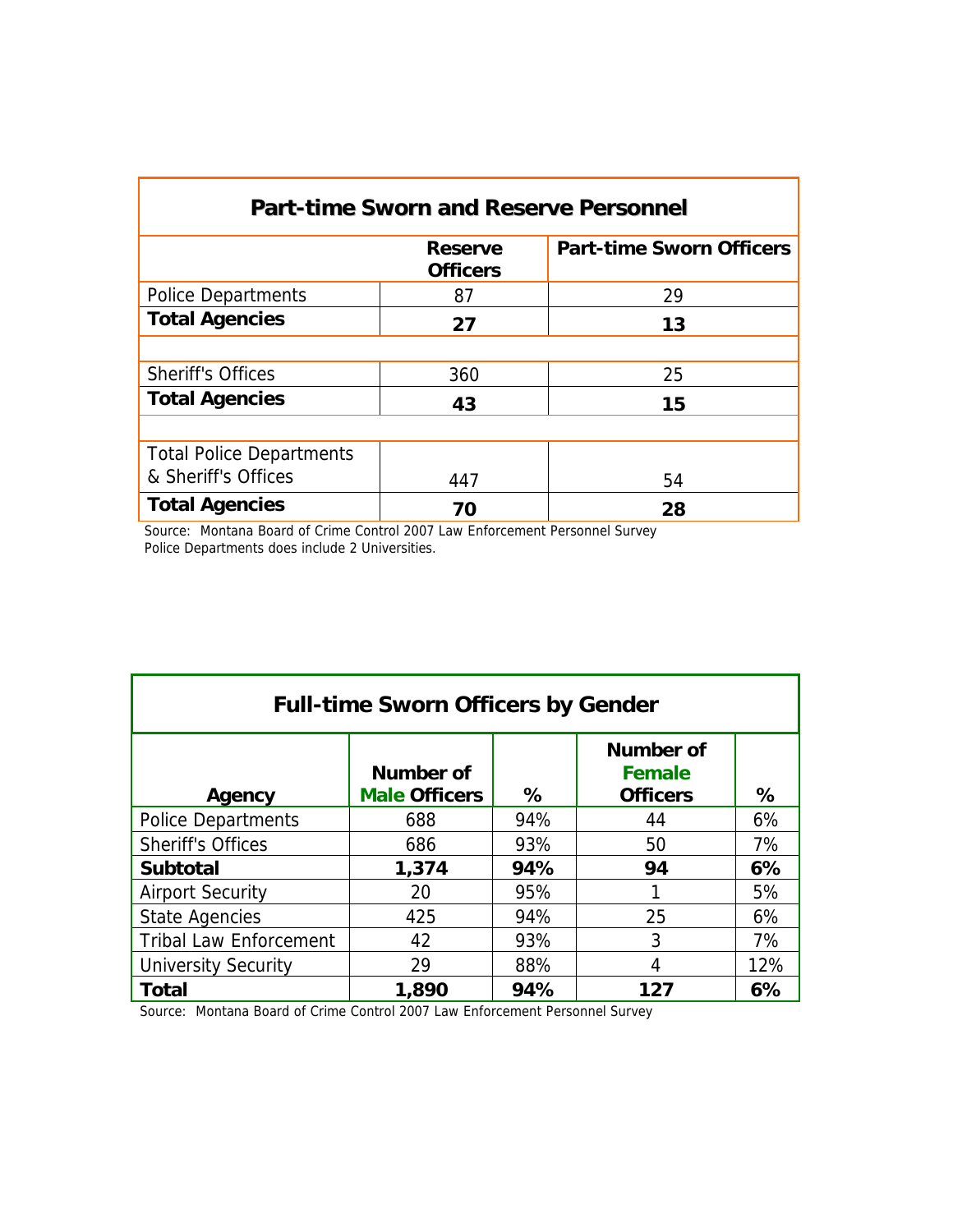| Part-time Sworn and Reserve Personnel | | |
|---|---|---|
| | **Reserve Officers** | **Part-time Sworn Officers** |
| Police Departments | 87 | 29 |
| **Total Agencies** | **27** | **13** |
| | | |
| Sheriff's Offices | 360 | 25 |
| **Total Agencies** | **43** | **15** |
| | | |
| Total Police Departments & Sheriff's Offices | 447 | 54 |
| **Total Agencies** | **70** | **28** |

Source: Montana Board of Crime Control 2007 Law Enforcement Personnel Survey
Police Departments does include 2 Universities.

| Full-time Sworn Officers by Gender | | | | |
|---|---|---|---|---|
| **Agency** | **Number of Male Officers** | **%** | **Number of Female Officers** | **%** |
| Police Departments | 688 | 94% | 44 | 6% |
| Sheriff's Offices | 686 | 93% | 50 | 7% |
| **Subtotal** | **1,374** | **94%** | **94** | **6%** |
| Airport Security | 20 | 95% | 1 | 5% |
| State Agencies | 425 | 94% | 25 | 6% |
| Tribal Law Enforcement | 42 | 93% | 3 | 7% |
| University Security | 29 | 88% | 4 | 12% |
| **Total** | **1,890** | **94%** | **127** | **6%** |

Source: Montana Board of Crime Control 2007 Law Enforcement Personnel Survey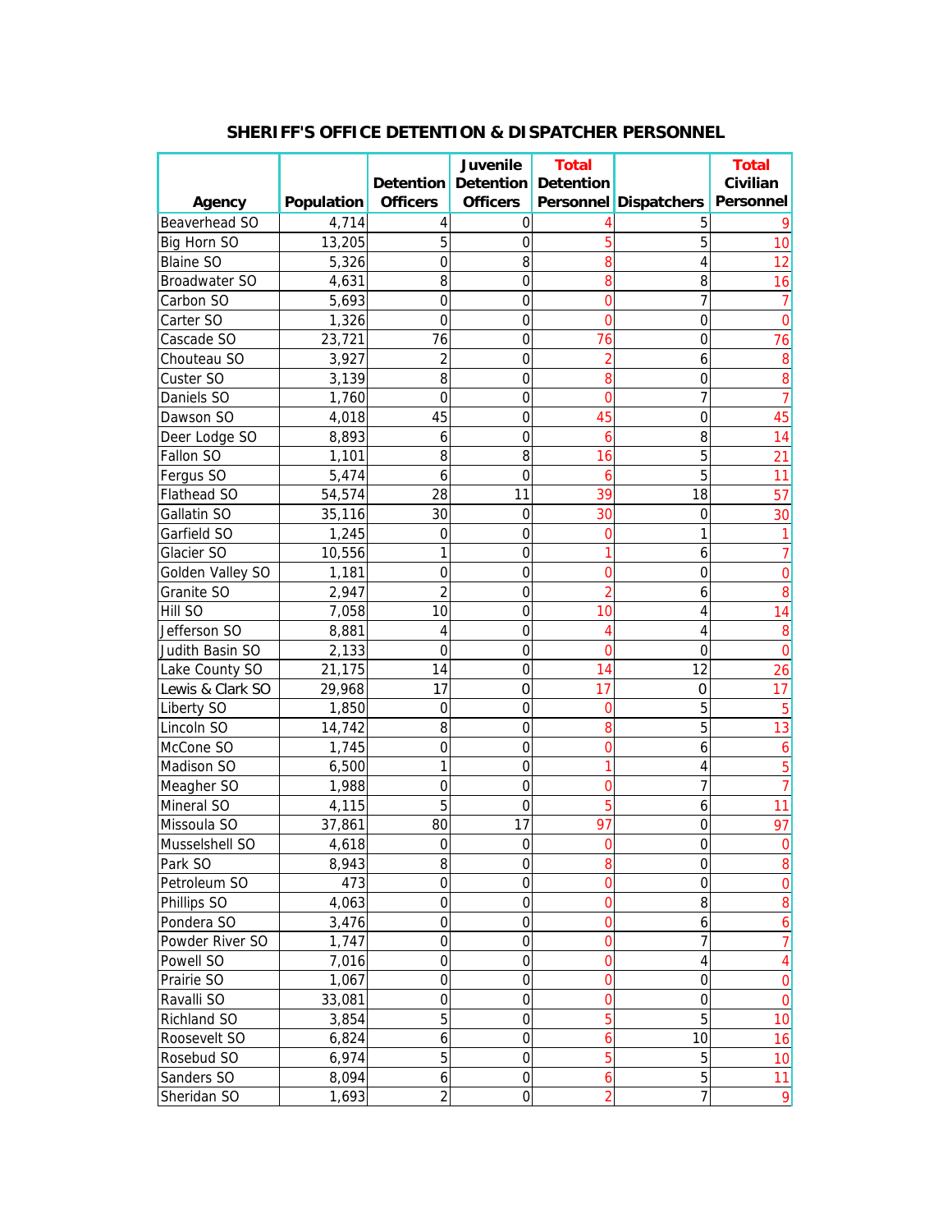## SHERIFF'S OFFICE DETENTION & DISPATCHER PERSONNEL

| Agency | Population | Detention Officers | Juvenile Detention Officers | Total Detention Personnel | Dispatchers | Total Civilian Personnel |
|---|---|---|---|---|---|---|
| Beaverhead SO | 4,714 | 4 | 0 | 4 | 5 | 9 |
| Big Horn SO | 13,205 | 5 | 0 | 5 | 5 | 10 |
| Blaine SO | 5,326 | 0 | 8 | 8 | 4 | 12 |
| Broadwater SO | 4,631 | 8 | 0 | 8 | 8 | 16 |
| Carbon SO | 5,693 | 0 | 0 | 0 | 7 | 7 |
| Carter SO | 1,326 | 0 | 0 | 0 | 0 | 0 |
| Cascade SO | 23,721 | 76 | 0 | 76 | 0 | 76 |
| Chouteau SO | 3,927 | 2 | 0 | 2 | 6 | 8 |
| Custer SO | 3,139 | 8 | 0 | 8 | 0 | 8 |
| Daniels SO | 1,760 | 0 | 0 | 0 | 7 | 7 |
| Dawson SO | 4,018 | 45 | 0 | 45 | 0 | 45 |
| Deer Lodge SO | 8,893 | 6 | 0 | 6 | 8 | 14 |
| Fallon SO | 1,101 | 8 | 8 | 16 | 5 | 21 |
| Fergus SO | 5,474 | 6 | 0 | 6 | 5 | 11 |
| Flathead SO | 54,574 | 28 | 11 | 39 | 18 | 57 |
| Gallatin SO | 35,116 | 30 | 0 | 30 | 0 | 30 |
| Garfield SO | 1,245 | 0 | 0 | 0 | 1 | 1 |
| Glacier SO | 10,556 | 1 | 0 | 1 | 6 | 7 |
| Golden Valley SO | 1,181 | 0 | 0 | 0 | 0 | 0 |
| Granite SO | 2,947 | 2 | 0 | 2 | 6 | 8 |
| Hill SO | 7,058 | 10 | 0 | 10 | 4 | 14 |
| Jefferson SO | 8,881 | 4 | 0 | 4 | 4 | 8 |
| Judith Basin SO | 2,133 | 0 | 0 | 0 | 0 | 0 |
| Lake County SO | 21,175 | 14 | 0 | 14 | 12 | 26 |
| Lewis & Clark SO | 29,968 | 17 | 0 | 17 | 0 | 17 |
| Liberty SO | 1,850 | 0 | 0 | 0 | 5 | 5 |
| Lincoln SO | 14,742 | 8 | 0 | 8 | 5 | 13 |
| McCone SO | 1,745 | 0 | 0 | 0 | 6 | 6 |
| Madison SO | 6,500 | 1 | 0 | 1 | 4 | 5 |
| Meagher SO | 1,988 | 0 | 0 | 0 | 7 | 7 |
| Mineral SO | 4,115 | 5 | 0 | 5 | 6 | 11 |
| Missoula SO | 37,861 | 80 | 17 | 97 | 0 | 97 |
| Musselshell SO | 4,618 | 0 | 0 | 0 | 0 | 0 |
| Park SO | 8,943 | 8 | 0 | 8 | 0 | 8 |
| Petroleum SO | 473 | 0 | 0 | 0 | 0 | 0 |
| Phillips SO | 4,063 | 0 | 0 | 0 | 8 | 8 |
| Pondera SO | 3,476 | 0 | 0 | 0 | 6 | 6 |
| Powder River SO | 1,747 | 0 | 0 | 0 | 7 | 7 |
| Powell SO | 7,016 | 0 | 0 | 0 | 4 | 4 |
| Prairie SO | 1,067 | 0 | 0 | 0 | 0 | 0 |
| Ravalli SO | 33,081 | 0 | 0 | 0 | 0 | 0 |
| Richland SO | 3,854 | 5 | 0 | 5 | 5 | 10 |
| Roosevelt SO | 6,824 | 6 | 0 | 6 | 10 | 16 |
| Rosebud SO | 6,974 | 5 | 0 | 5 | 5 | 10 |
| Sanders SO | 8,094 | 6 | 0 | 6 | 5 | 11 |
| Sheridan SO | 1,693 | 2 | 0 | 2 | 7 | 9 |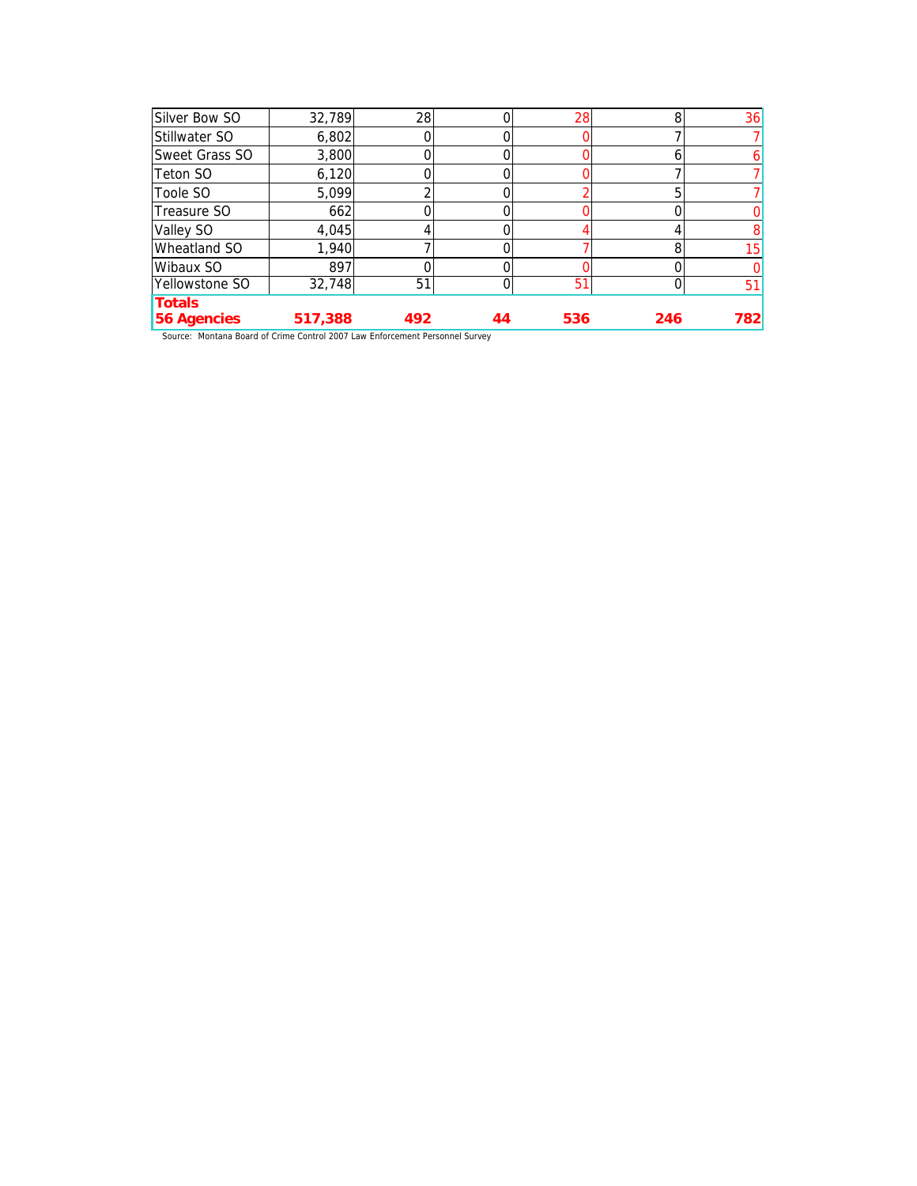| | | | | | | |
|---|---|---|---|---|---|---|
| Silver Bow SO | 32,789 | 28 | 0 | 28 | 8 | 36 |
| Stillwater SO | 6,802 | 0 | 0 | 0 | 7 | 7 |
| Sweet Grass SO | 3,800 | 0 | 0 | 0 | 6 | 6 |
| Teton SO | 6,120 | 0 | 0 | 0 | 7 | 7 |
| Toole SO | 5,099 | 2 | 0 | 2 | 5 | 7 |
| Treasure SO | 662 | 0 | 0 | 0 | 0 | 0 |
| Valley SO | 4,045 | 4 | 0 | 4 | 4 | 8 |
| Wheatland SO | 1,940 | 7 | 0 | 7 | 8 | 15 |
| Wibaux SO | 897 | 0 | 0 | 0 | 0 | 0 |
| Yellowstone SO | 32,748 | 51 | 0 | 51 | 0 | 51 |
| **Totals 56 Agencies** | **517,388** | **492** | **44** | **536** | **246** | **782** |

Source: Montana Board of Crime Control 2007 Law Enforcement Personnel Survey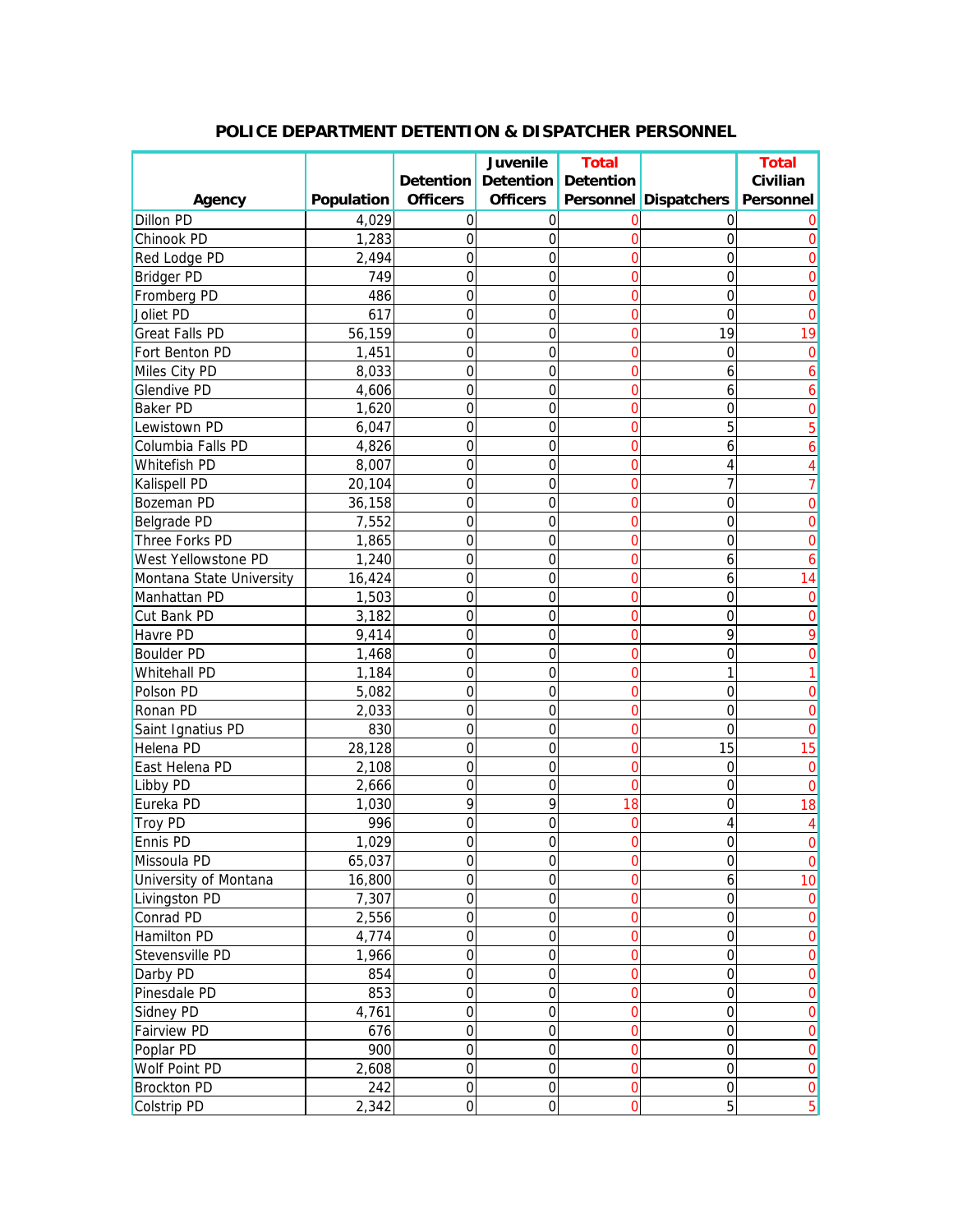## POLICE DEPARTMENT DETENTION & DISPATCHER PERSONNEL

| Agency | Population | Detention Officers | Juvenile Detention Officers | Total Detention Personnel | Dispatchers | Total Civilian Personnel |
|---|---|---|---|---|---|---|
| Dillon PD | 4,029 | 0 | 0 | 0 | 0 | 0 |
| Chinook PD | 1,283 | 0 | 0 | 0 | 0 | 0 |
| Red Lodge PD | 2,494 | 0 | 0 | 0 | 0 | 0 |
| Bridger PD | 749 | 0 | 0 | 0 | 0 | 0 |
| Fromberg PD | 486 | 0 | 0 | 0 | 0 | 0 |
| Joliet PD | 617 | 0 | 0 | 0 | 0 | 0 |
| Great Falls PD | 56,159 | 0 | 0 | 0 | 19 | 19 |
| Fort Benton PD | 1,451 | 0 | 0 | 0 | 0 | 0 |
| Miles City PD | 8,033 | 0 | 0 | 0 | 6 | 6 |
| Glendive PD | 4,606 | 0 | 0 | 0 | 6 | 6 |
| Baker PD | 1,620 | 0 | 0 | 0 | 0 | 0 |
| Lewistown PD | 6,047 | 0 | 0 | 0 | 5 | 5 |
| Columbia Falls PD | 4,826 | 0 | 0 | 0 | 6 | 6 |
| Whitefish PD | 8,007 | 0 | 0 | 0 | 4 | 4 |
| Kalispell PD | 20,104 | 0 | 0 | 0 | 7 | 7 |
| Bozeman PD | 36,158 | 0 | 0 | 0 | 0 | 0 |
| Belgrade PD | 7,552 | 0 | 0 | 0 | 0 | 0 |
| Three Forks PD | 1,865 | 0 | 0 | 0 | 0 | 0 |
| West Yellowstone PD | 1,240 | 0 | 0 | 0 | 6 | 6 |
| Montana State University | 16,424 | 0 | 0 | 0 | 6 | 14 |
| Manhattan PD | 1,503 | 0 | 0 | 0 | 0 | 0 |
| Cut Bank PD | 3,182 | 0 | 0 | 0 | 0 | 0 |
| Havre PD | 9,414 | 0 | 0 | 0 | 9 | 9 |
| Boulder PD | 1,468 | 0 | 0 | 0 | 0 | 0 |
| Whitehall PD | 1,184 | 0 | 0 | 0 | 1 | 1 |
| Polson PD | 5,082 | 0 | 0 | 0 | 0 | 0 |
| Ronan PD | 2,033 | 0 | 0 | 0 | 0 | 0 |
| Saint Ignatius PD | 830 | 0 | 0 | 0 | 0 | 0 |
| Helena PD | 28,128 | 0 | 0 | 0 | 15 | 15 |
| East Helena PD | 2,108 | 0 | 0 | 0 | 0 | 0 |
| Libby PD | 2,666 | 0 | 0 | 0 | 0 | 0 |
| Eureka PD | 1,030 | 9 | 9 | 18 | 0 | 18 |
| Troy PD | 996 | 0 | 0 | 0 | 4 | 4 |
| Ennis PD | 1,029 | 0 | 0 | 0 | 0 | 0 |
| Missoula PD | 65,037 | 0 | 0 | 0 | 0 | 0 |
| University of Montana | 16,800 | 0 | 0 | 0 | 6 | 10 |
| Livingston PD | 7,307 | 0 | 0 | 0 | 0 | 0 |
| Conrad PD | 2,556 | 0 | 0 | 0 | 0 | 0 |
| Hamilton PD | 4,774 | 0 | 0 | 0 | 0 | 0 |
| Stevensville PD | 1,966 | 0 | 0 | 0 | 0 | 0 |
| Darby PD | 854 | 0 | 0 | 0 | 0 | 0 |
| Pinesdale PD | 853 | 0 | 0 | 0 | 0 | 0 |
| Sidney PD | 4,761 | 0 | 0 | 0 | 0 | 0 |
| Fairview PD | 676 | 0 | 0 | 0 | 0 | 0 |
| Poplar PD | 900 | 0 | 0 | 0 | 0 | 0 |
| Wolf Point PD | 2,608 | 0 | 0 | 0 | 0 | 0 |
| Brockton PD | 242 | 0 | 0 | 0 | 0 | 0 |
| Colstrip PD | 2,342 | 0 | 0 | 0 | 5 | 5 |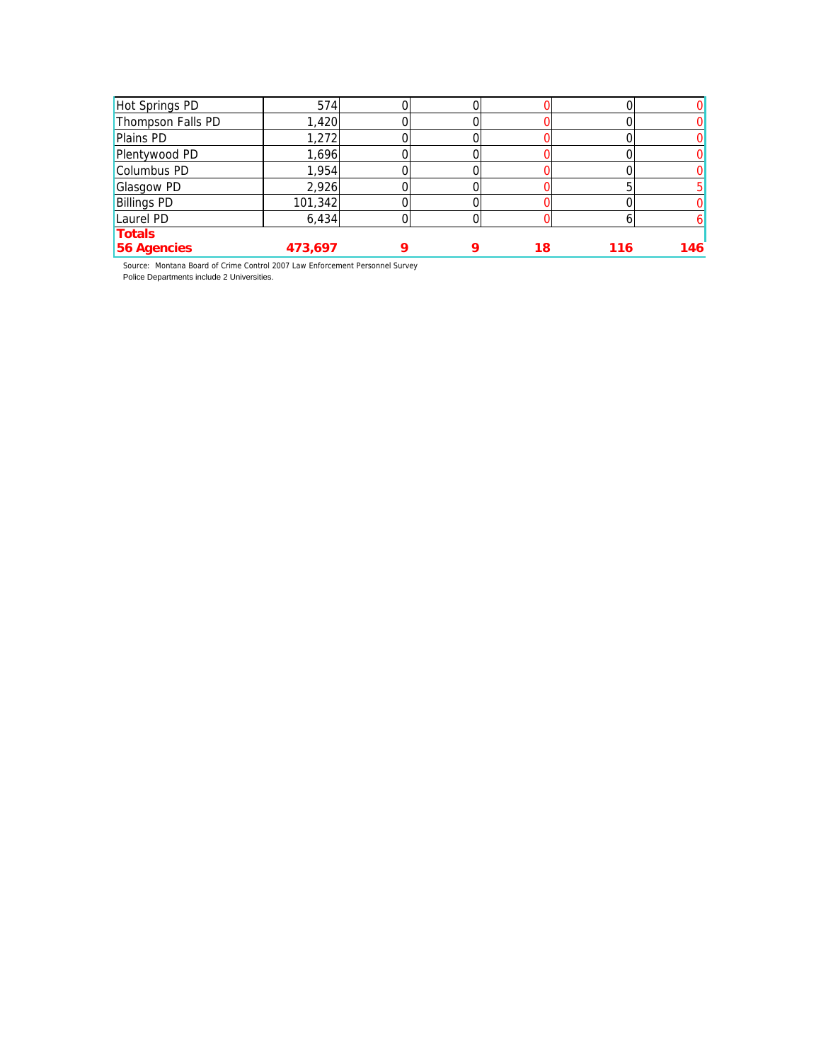| | | | | | | |
|---|---|---|---|---|---|---|
| Hot Springs PD | 574 | 0 | 0 | 0 | 0 | 0 |
| Thompson Falls PD | 1,420 | 0 | 0 | 0 | 0 | 0 |
| Plains PD | 1,272 | 0 | 0 | 0 | 0 | 0 |
| Plentywood PD | 1,696 | 0 | 0 | 0 | 0 | 0 |
| Columbus PD | 1,954 | 0 | 0 | 0 | 0 | 0 |
| Glasgow PD | 2,926 | 0 | 0 | 0 | 5 | 5 |
| Billings PD | 101,342 | 0 | 0 | 0 | 0 | 0 |
| Laurel PD | 6,434 | 0 | 0 | 0 | 6 | 6 |
| **Totals 56 Agencies** | **473,697** | **9** | **9** | **18** | **116** | **146** |

Source: Montana Board of Crime Control 2007 Law Enforcement Personnel Survey
Police Departments include 2 Universities.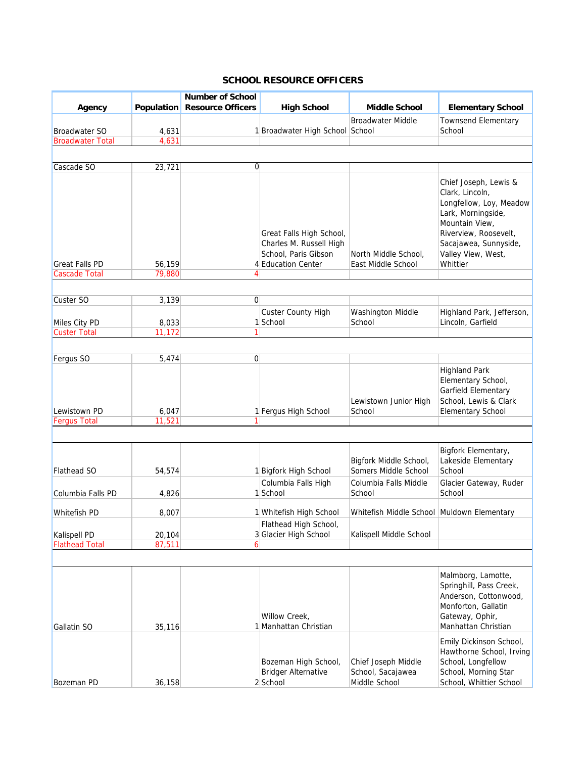## SCHOOL RESOURCE OFFICERS

| Agency | Population | Number of School Resource Officers | High School | Middle School | Elementary School |
|---|---|---|---|---|---|
| Broadwater SO | 4,631 | 1 | Broadwater High School | Broadwater Middle School | Townsend Elementary School |
| Broadwater Total | 4,631 | | | | |
| | | | | | |
| Cascade SO | 23,721 | 0 | | | |
| Great Falls PD | 56,159 | 4 | Great Falls High School, Charles M. Russell High School, Paris Gibson Education Center | North Middle School, East Middle School | Chief Joseph, Lewis & Clark, Lincoln, Longfellow, Loy, Meadow Lark, Morningside, Mountain View, Riverview, Roosevelt, Sacajawea, Sunnyside, Valley View, West, Whittier |
| Cascade Total | 79,880 | 4 | | | |
| | | | | | |
| Custer SO | 3,139 | 0 | | | |
| Miles City PD | 8,033 | 1 | Custer County High School | Washington Middle School | Highland Park, Jefferson, Lincoln, Garfield |
| Custer Total | 11,172 | 1 | | | |
| | | | | | |
| Fergus SO | 5,474 | 0 | | | |
| Lewistown PD | 6,047 | 1 | Fergus High School | Lewistown Junior High School | Highland Park Elementary School, Garfield Elementary School, Lewis & Clark Elementary School |
| Fergus Total | 11,521 | 1 | | | |
| | | | | | |
| Flathead SO | 54,574 | 1 | Bigfork High School | Bigfork Middle School, Somers Middle School | Bigfork Elementary, Lakeside Elementary School |
| Columbia Falls PD | 4,826 | 1 | Columbia Falls High School | Columbia Falls Middle School | Glacier Gateway, Ruder School |
| Whitefish PD | 8,007 | 1 | Whitefish High School | Whitefish Middle School | Muldown Elementary |
| Kalispell PD | 20,104 | 3 | Flathead High School, Glacier High School | Kalispell Middle School | |
| Flathead Total | 87,511 | 6 | | | |
| | | | | | |
| Gallatin SO | 35,116 | 1 | Willow Creek, Manhattan Christian | | Malmborg, Lamotte, Springhill, Pass Creek, Anderson, Cottonwood, Monforton, Gallatin Gateway, Ophir, Manhattan Christian |
| Bozeman PD | 36,158 | 2 | Bozeman High School, Bridger Alternative School | Chief Joseph Middle School, Sacajawea Middle School | Emily Dickinson School, Hawthorne School, Irving School, Longfellow School, Morning Star School, Whittier School |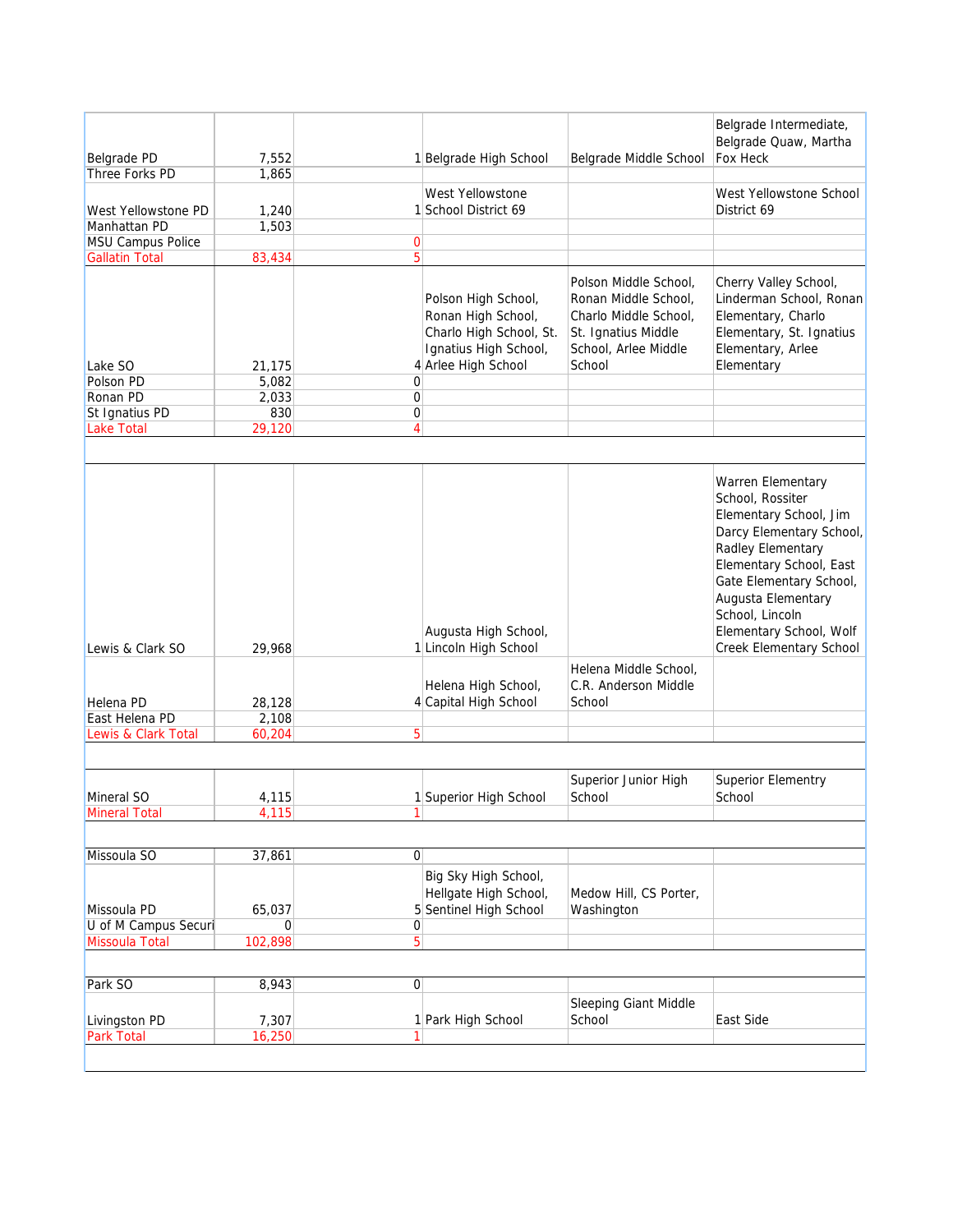| | | | | | |
|---|---|---|---|---|---|
| Belgrade PD | 7,552 | 1 | Belgrade High School | Belgrade Middle School | Belgrade Intermediate, Belgrade Quaw, Martha Fox Heck |
| Three Forks PD | 1,865 | | | | |
| West Yellowstone PD | 1,240 | 1 | West Yellowstone School District 69 | | West Yellowstone School District 69 |
| Manhattan PD | 1,503 | | | | |
| MSU Campus Police | | 0 | | | |
| Gallatin Total | 83,434 | 5 | | | |
| Lake SO | 21,175 | 4 | Polson High School, Ronan High School, Charlo High School, St. Ignatius High School, Arlee High School | Polson Middle School, Ronan Middle School, Charlo Middle School, St. Ignatius Middle School, Arlee Middle School | Cherry Valley School, Linderman School, Ronan Elementary, Charlo Elementary, St. Ignatius Elementary, Arlee Elementary |
| Polson PD | 5,082 | 0 | | | |
| Ronan PD | 2,033 | 0 | | | |
| St Ignatius PD | 830 | 0 | | | |
| Lake Total | 29,120 | 4 | | | |
| | | | | | |
| Lewis & Clark SO | 29,968 | 1 | Augusta High School, Lincoln High School | | Warren Elementary School, Rossiter Elementary School, Jim Darcy Elementary School, Radley Elementary Elementary School, East Gate Elementary School, Augusta Elementary School, Lincoln Elementary School, Wolf Creek Elementary School |
| Helena PD | 28,128 | 4 | Helena High School, Capital High School | Helena Middle School, C.R. Anderson Middle School | |
| East Helena PD | 2,108 | | | | |
| Lewis & Clark Total | 60,204 | 5 | | | |
| | | | | | |
| Mineral SO | 4,115 | 1 | Superior High School | Superior Junior High School | Superior Elementry School |
| Mineral Total | 4,115 | 1 | | | |
| | | | | | |
| Missoula SO | 37,861 | 0 | | | |
| Missoula PD | 65,037 | 5 | Big Sky High School, Hellgate High School, Sentinel High School | Medow Hill, CS Porter, Washington | |
| U of M Campus Securi | 0 | 0 | | | |
| Missoula Total | 102,898 | 5 | | | |
| | | | | | |
| Park SO | 8,943 | 0 | | | |
| Livingston PD | 7,307 | 1 | Park High School | Sleeping Giant Middle School | East Side |
| Park Total | 16,250 | 1 | | | |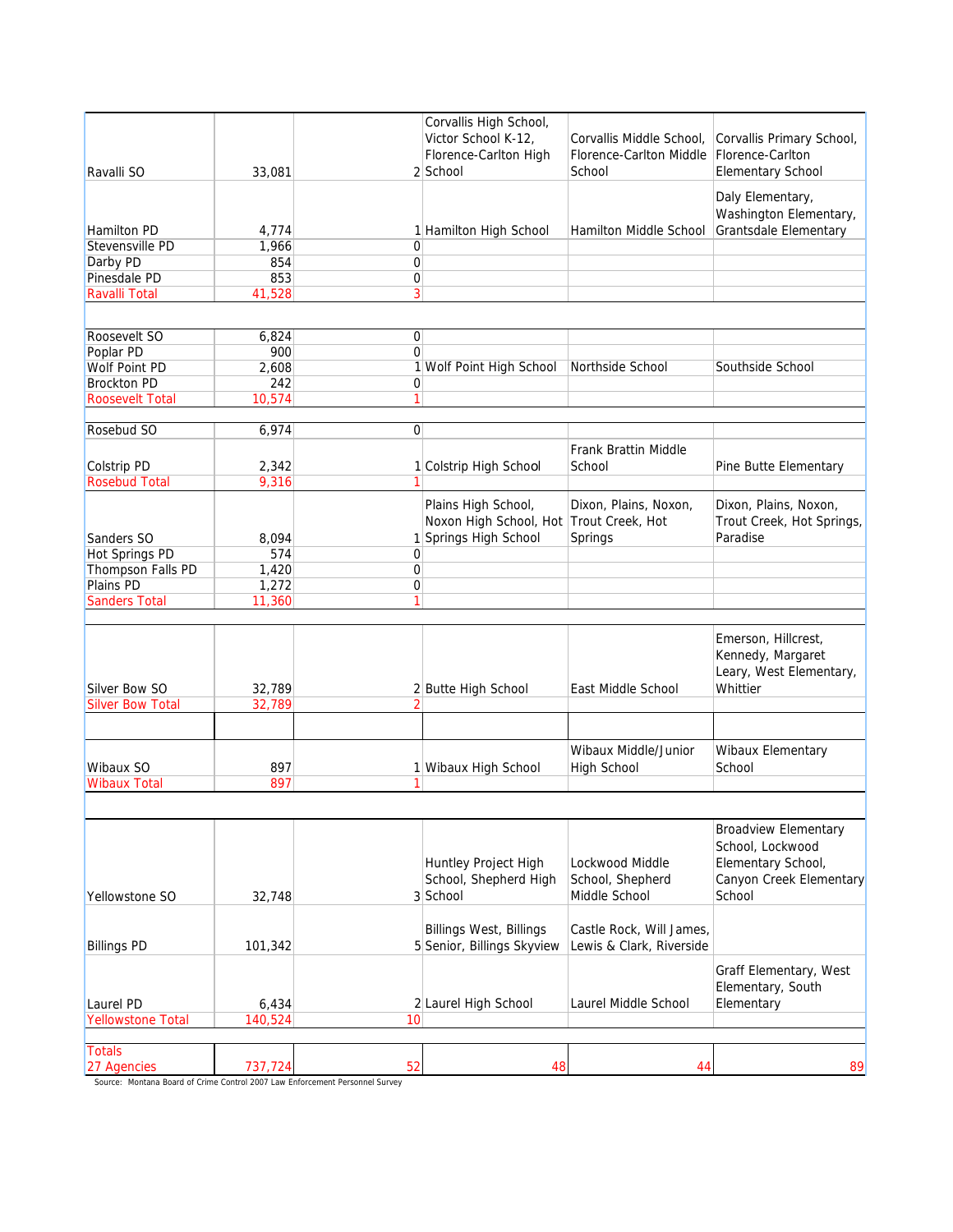| | | | | | |
|---|---|---|---|---|---|
| Ravalli SO | 33,081 | 2 | Corvallis High School, Victor School K-12, Florence-Carlton High School | Corvallis Middle School, Florence-Carlton Middle School | Corvallis Primary School, Florence-Carlton Elementary School |
| Hamilton PD | 4,774 | 1 | Hamilton High School | Hamilton Middle School | Daly Elementary, Washington Elementary, Grantsdale Elementary |
| Stevensville PD | 1,966 | 0 | | | |
| Darby PD | 854 | 0 | | | |
| Pinesdale PD | 853 | 0 | | | |
| Ravalli Total | 41,528 | 3 | | | |
| | | | | | |
| Roosevelt SO | 6,824 | 0 | | | |
| Poplar PD | 900 | 0 | | | |
| Wolf Point PD | 2,608 | 1 | Wolf Point High School | Northside School | Southside School |
| Brockton PD | 242 | 0 | | | |
| Roosevelt Total | 10,574 | 1 | | | |
| | | | | | |
| Rosebud SO | 6,974 | 0 | | | |
| Colstrip PD | 2,342 | 1 | Colstrip High School | Frank Brattin Middle School | Pine Butte Elementary |
| Rosebud Total | 9,316 | 1 | | | |
| Sanders SO | 8,094 | 1 | Plains High School, Noxon High School, Hot Springs High School | Dixon, Plains, Noxon, Trout Creek, Hot Springs | Dixon, Plains, Noxon, Trout Creek, Hot Springs, Paradise |
| Hot Springs PD | 574 | 0 | | | |
| Thompson Falls PD | 1,420 | 0 | | | |
| Plains PD | 1,272 | 0 | | | |
| Sanders Total | 11,360 | 1 | | | |
| | | | | | |
| Silver Bow SO | 32,789 | 2 | Butte High School | East Middle School | Emerson, Hillcrest, Kennedy, Margaret Leary, West Elementary, Whittier |
| Silver Bow Total | 32,789 | 2 | | | |
| | | | | | |
| Wibaux SO | 897 | 1 | Wibaux High School | Wibaux Middle/Junior High School | Wibaux Elementary School |
| Wibaux Total | 897 | 1 | | | |
| | | | | | |
| Yellowstone SO | 32,748 | 3 | Huntley Project High School, Shepherd High School | Lockwood Middle School, Shepherd Middle School | Broadview Elementary School, Lockwood Elementary School, Canyon Creek Elementary School |
| Billings PD | 101,342 | 5 | Billings West, Billings Senior, Billings Skyview | Castle Rock, Will James, Lewis & Clark, Riverside | |
| Laurel PD | 6,434 | 2 | Laurel High School | Laurel Middle School | Graff Elementary, West Elementary, South Elementary |
| Yellowstone Total | 140,524 | 10 | | | |
| | | | | | |
| Totals 27 Agencies | 737,724 | 52 | 48 | 44 | 89 |

Source: Montana Board of Crime Control 2007 Law Enforcement Personnel Survey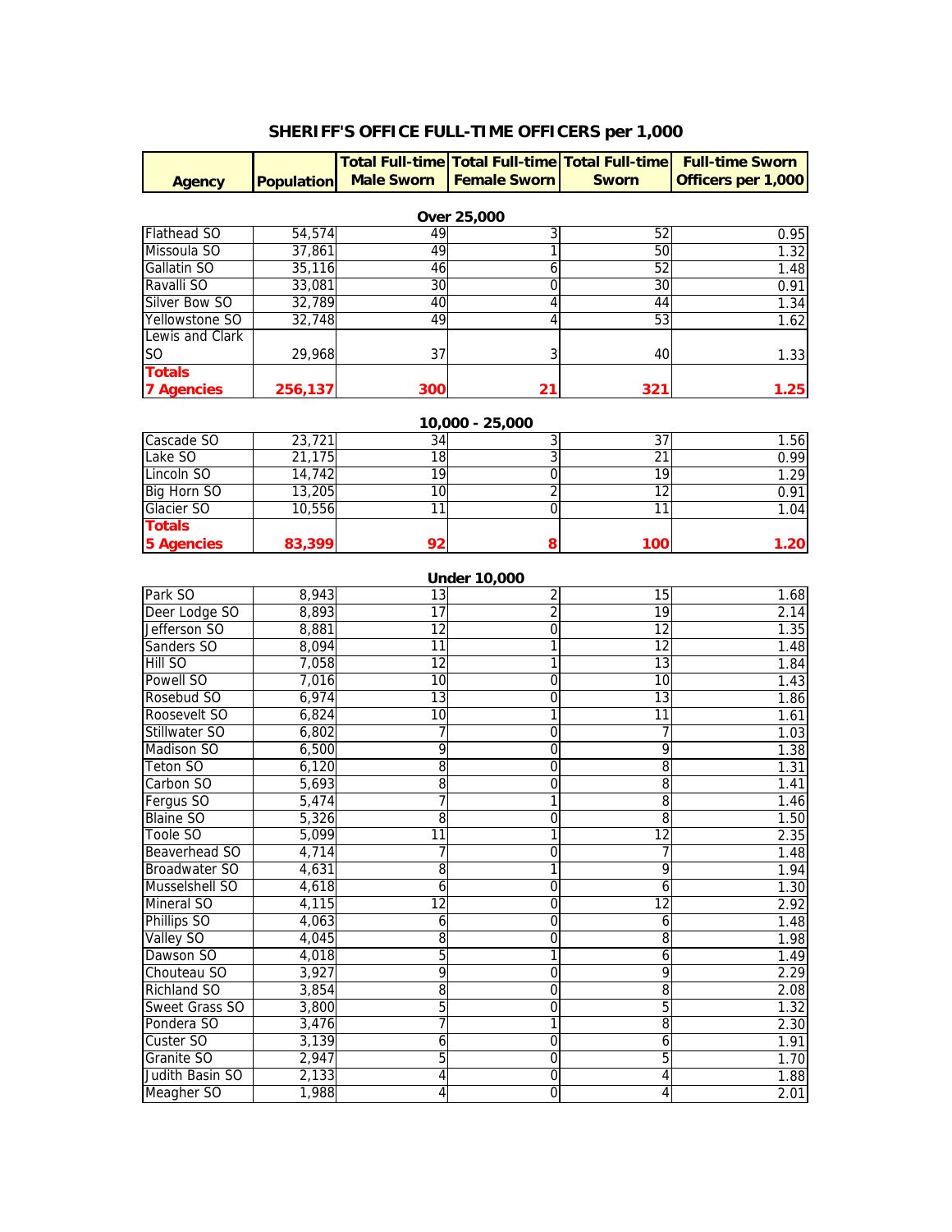# SHERIFF'S OFFICE FULL-TIME OFFICERS per 1,000

| Agency | Population | Total Full-time Male Sworn | Total Full-time Female Sworn | Total Full-time Sworn | Full-time Sworn Officers per 1,000 |
|---|---|---|---|---|---|
| **Over 25,000** | | | | | |
| Flathead SO | 54,574 | 49 | 3 | 52 | 0.95 |
| Missoula SO | 37,861 | 49 | 1 | 50 | 1.32 |
| Gallatin SO | 35,116 | 46 | 6 | 52 | 1.48 |
| Ravalli SO | 33,081 | 30 | 0 | 30 | 0.91 |
| Silver Bow SO | 32,789 | 40 | 4 | 44 | 1.34 |
| Yellowstone SO | 32,748 | 49 | 4 | 53 | 1.62 |
| Lewis and Clark SO | 29,968 | 37 | 3 | 40 | 1.33 |
| **Totals 7 Agencies** | **256,137** | **300** | **21** | **321** | **1.25** |
| **10,000 - 25,000** | | | | | |
| Cascade SO | 23,721 | 34 | 3 | 37 | 1.56 |
| Lake SO | 21,175 | 18 | 3 | 21 | 0.99 |
| Lincoln SO | 14,742 | 19 | 0 | 19 | 1.29 |
| Big Horn SO | 13,205 | 10 | 2 | 12 | 0.91 |
| Glacier SO | 10,556 | 11 | 0 | 11 | 1.04 |
| **Totals 5 Agencies** | **83,399** | **92** | **8** | **100** | **1.20** |
| **Under 10,000** | | | | | |
| Park SO | 8,943 | 13 | 2 | 15 | 1.68 |
| Deer Lodge SO | 8,893 | 17 | 2 | 19 | 2.14 |
| Jefferson SO | 8,881 | 12 | 0 | 12 | 1.35 |
| Sanders SO | 8,094 | 11 | 1 | 12 | 1.48 |
| Hill SO | 7,058 | 12 | 1 | 13 | 1.84 |
| Powell SO | 7,016 | 10 | 0 | 10 | 1.43 |
| Rosebud SO | 6,974 | 13 | 0 | 13 | 1.86 |
| Roosevelt SO | 6,824 | 10 | 1 | 11 | 1.61 |
| Stillwater SO | 6,802 | 7 | 0 | 7 | 1.03 |
| Madison SO | 6,500 | 9 | 0 | 9 | 1.38 |
| Teton SO | 6,120 | 8 | 0 | 8 | 1.31 |
| Carbon SO | 5,693 | 8 | 0 | 8 | 1.41 |
| Fergus SO | 5,474 | 7 | 1 | 8 | 1.46 |
| Blaine SO | 5,326 | 8 | 0 | 8 | 1.50 |
| Toole SO | 5,099 | 11 | 1 | 12 | 2.35 |
| Beaverhead SO | 4,714 | 7 | 0 | 7 | 1.48 |
| Broadwater SO | 4,631 | 8 | 1 | 9 | 1.94 |
| Musselshell SO | 4,618 | 6 | 0 | 6 | 1.30 |
| Mineral SO | 4,115 | 12 | 0 | 12 | 2.92 |
| Phillips SO | 4,063 | 6 | 0 | 6 | 1.48 |
| Valley SO | 4,045 | 8 | 0 | 8 | 1.98 |
| Dawson SO | 4,018 | 5 | 1 | 6 | 1.49 |
| Chouteau SO | 3,927 | 9 | 0 | 9 | 2.29 |
| Richland SO | 3,854 | 8 | 0 | 8 | 2.08 |
| Sweet Grass SO | 3,800 | 5 | 0 | 5 | 1.32 |
| Pondera SO | 3,476 | 7 | 1 | 8 | 2.30 |
| Custer SO | 3,139 | 6 | 0 | 6 | 1.91 |
| Granite SO | 2,947 | 5 | 0 | 5 | 1.70 |
| Judith Basin SO | 2,133 | 4 | 0 | 4 | 1.88 |
| Meagher SO | 1,988 | 4 | 0 | 4 | 2.01 |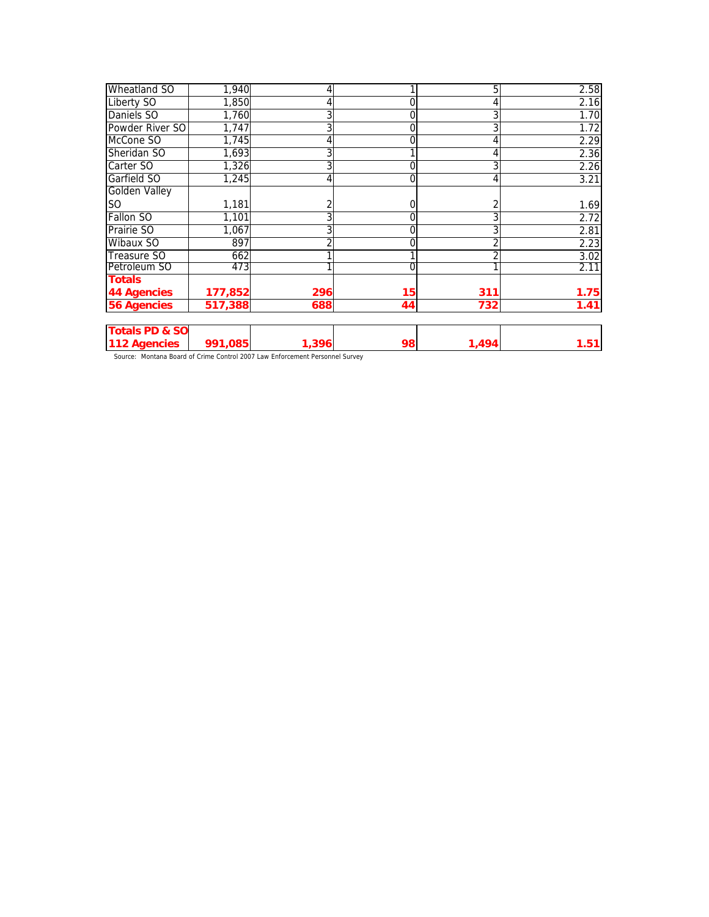| | | | | | |
|---|---|---|---|---|---|
| Wheatland SO | 1,940 | 4 | 1 | 5 | 2.58 |
| Liberty SO | 1,850 | 4 | 0 | 4 | 2.16 |
| Daniels SO | 1,760 | 3 | 0 | 3 | 1.70 |
| Powder River SO | 1,747 | 3 | 0 | 3 | 1.72 |
| McCone SO | 1,745 | 4 | 0 | 4 | 2.29 |
| Sheridan SO | 1,693 | 3 | 1 | 4 | 2.36 |
| Carter SO | 1,326 | 3 | 0 | 3 | 2.26 |
| Garfield SO | 1,245 | 4 | 0 | 4 | 3.21 |
| Golden Valley SO | 1,181 | 2 | 0 | 2 | 1.69 |
| Fallon SO | 1,101 | 3 | 0 | 3 | 2.72 |
| Prairie SO | 1,067 | 3 | 0 | 3 | 2.81 |
| Wibaux SO | 897 | 2 | 0 | 2 | 2.23 |
| Treasure SO | 662 | 1 | 1 | 2 | 3.02 |
| Petroleum SO | 473 | 1 | 0 | 1 | 2.11 |
| **Totals 44 Agencies** | **177,852** | **296** | **15** | **311** | **1.75** |
| **56 Agencies** | **517,388** | **688** | **44** | **732** | **1.41** |

| | | | | | |
|---|---|---|---|---|---|
| **Totals PD & SO 112 Agencies** | **991,085** | **1,396** | **98** | **1,494** | **1.51** |

Source: Montana Board of Crime Control 2007 Law Enforcement Personnel Survey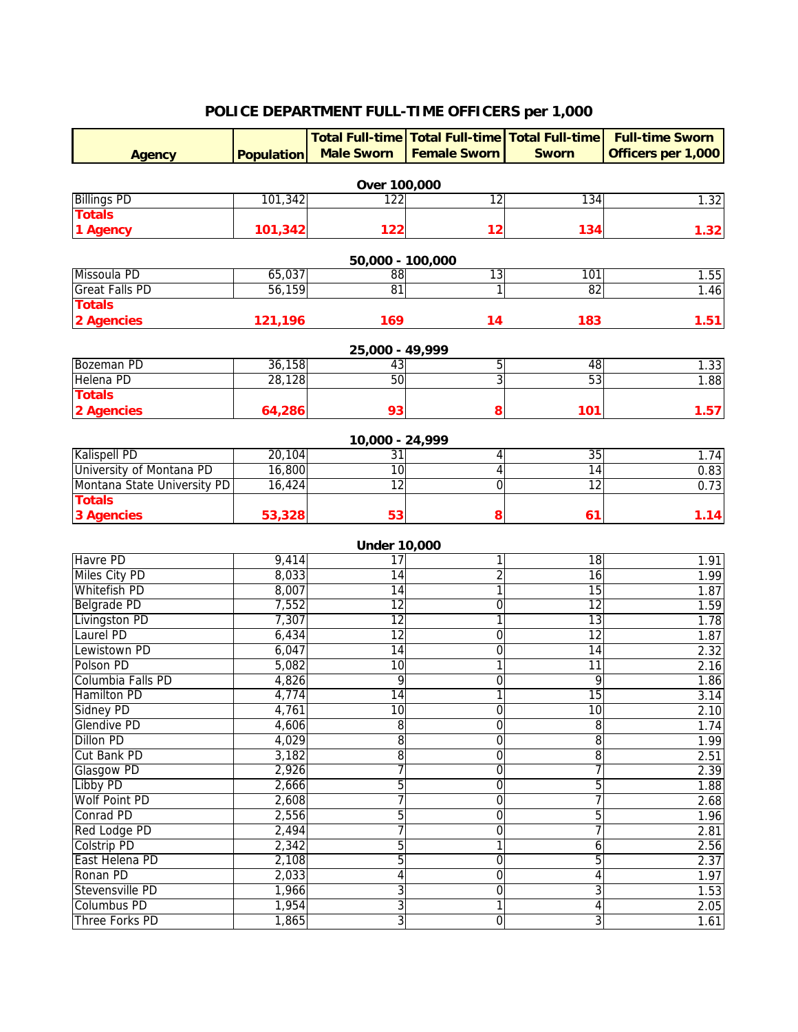# POLICE DEPARTMENT FULL-TIME OFFICERS per 1,000

| Agency | Population | Total Full-time Male Sworn | Total Full-time Female Sworn | Total Full-time Sworn | Full-time Sworn Officers per 1,000 |
|---|---|---|---|---|---|
| **Over 100,000** | | | | | |
| Billings PD | 101,342 | 122 | 12 | 134 | 1.32 |
| **Totals 1 Agency** | **101,342** | **122** | **12** | **134** | **1.32** |
| **50,000 - 100,000** | | | | | |
| Missoula PD | 65,037 | 88 | 13 | 101 | 1.55 |
| Great Falls PD | 56,159 | 81 | 1 | 82 | 1.46 |
| **Totals 2 Agencies** | **121,196** | **169** | **14** | **183** | **1.51** |
| **25,000 - 49,999** | | | | | |
| Bozeman PD | 36,158 | 43 | 5 | 48 | 1.33 |
| Helena PD | 28,128 | 50 | 3 | 53 | 1.88 |
| **Totals 2 Agencies** | **64,286** | **93** | **8** | **101** | **1.57** |
| **10,000 - 24,999** | | | | | |
| Kalispell PD | 20,104 | 31 | 4 | 35 | 1.74 |
| University of Montana PD | 16,800 | 10 | 4 | 14 | 0.83 |
| Montana State University PD | 16,424 | 12 | 0 | 12 | 0.73 |
| **Totals 3 Agencies** | **53,328** | **53** | **8** | **61** | **1.14** |
| **Under 10,000** | | | | | |
| Havre PD | 9,414 | 17 | 1 | 18 | 1.91 |
| Miles City PD | 8,033 | 14 | 2 | 16 | 1.99 |
| Whitefish PD | 8,007 | 14 | 1 | 15 | 1.87 |
| Belgrade PD | 7,552 | 12 | 0 | 12 | 1.59 |
| Livingston PD | 7,307 | 12 | 1 | 13 | 1.78 |
| Laurel PD | 6,434 | 12 | 0 | 12 | 1.87 |
| Lewistown PD | 6,047 | 14 | 0 | 14 | 2.32 |
| Polson PD | 5,082 | 10 | 1 | 11 | 2.16 |
| Columbia Falls PD | 4,826 | 9 | 0 | 9 | 1.86 |
| Hamilton PD | 4,774 | 14 | 1 | 15 | 3.14 |
| Sidney PD | 4,761 | 10 | 0 | 10 | 2.10 |
| Glendive PD | 4,606 | 8 | 0 | 8 | 1.74 |
| Dillon PD | 4,029 | 8 | 0 | 8 | 1.99 |
| Cut Bank PD | 3,182 | 8 | 0 | 8 | 2.51 |
| Glasgow PD | 2,926 | 7 | 0 | 7 | 2.39 |
| Libby PD | 2,666 | 5 | 0 | 5 | 1.88 |
| Wolf Point PD | 2,608 | 7 | 0 | 7 | 2.68 |
| Conrad PD | 2,556 | 5 | 0 | 5 | 1.96 |
| Red Lodge PD | 2,494 | 7 | 0 | 7 | 2.81 |
| Colstrip PD | 2,342 | 5 | 1 | 6 | 2.56 |
| East Helena PD | 2,108 | 5 | 0 | 5 | 2.37 |
| Ronan PD | 2,033 | 4 | 0 | 4 | 1.97 |
| Stevensville PD | 1,966 | 3 | 0 | 3 | 1.53 |
| Columbus PD | 1,954 | 3 | 1 | 4 | 2.05 |
| Three Forks PD | 1,865 | 3 | 0 | 3 | 1.61 |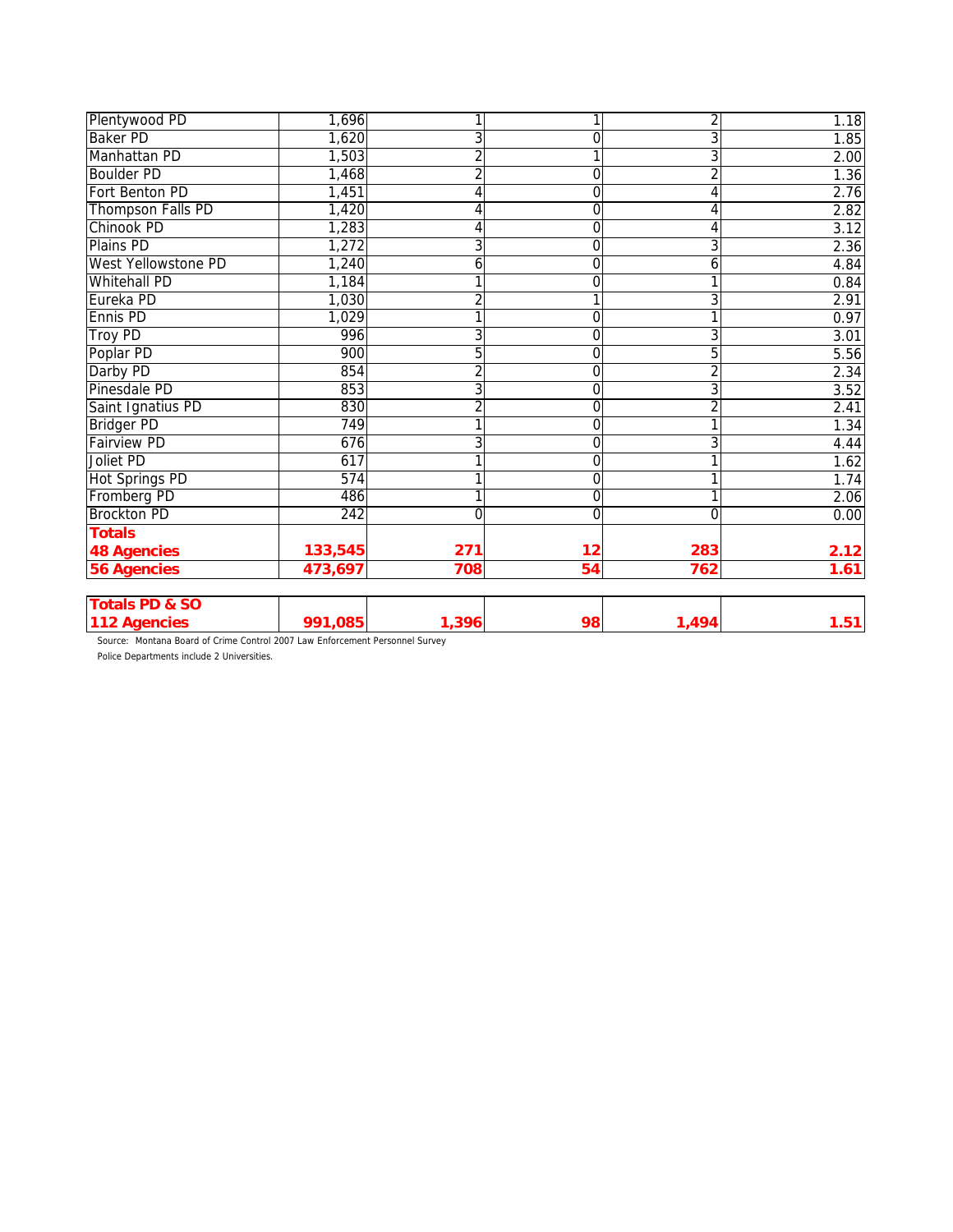| | | | | | |
|---|---|---|---|---|---|
| Plentywood PD | 1,696 | 1 | 1 | 2 | 1.18 |
| Baker PD | 1,620 | 3 | 0 | 3 | 1.85 |
| Manhattan PD | 1,503 | 2 | 1 | 3 | 2.00 |
| Boulder PD | 1,468 | 2 | 0 | 2 | 1.36 |
| Fort Benton PD | 1,451 | 4 | 0 | 4 | 2.76 |
| Thompson Falls PD | 1,420 | 4 | 0 | 4 | 2.82 |
| Chinook PD | 1,283 | 4 | 0 | 4 | 3.12 |
| Plains PD | 1,272 | 3 | 0 | 3 | 2.36 |
| West Yellowstone PD | 1,240 | 6 | 0 | 6 | 4.84 |
| Whitehall PD | 1,184 | 1 | 0 | 1 | 0.84 |
| Eureka PD | 1,030 | 2 | 1 | 3 | 2.91 |
| Ennis PD | 1,029 | 1 | 0 | 1 | 0.97 |
| Troy PD | 996 | 3 | 0 | 3 | 3.01 |
| Poplar PD | 900 | 5 | 0 | 5 | 5.56 |
| Darby PD | 854 | 2 | 0 | 2 | 2.34 |
| Pinesdale PD | 853 | 3 | 0 | 3 | 3.52 |
| Saint Ignatius PD | 830 | 2 | 0 | 2 | 2.41 |
| Bridger PD | 749 | 1 | 0 | 1 | 1.34 |
| Fairview PD | 676 | 3 | 0 | 3 | 4.44 |
| Joliet PD | 617 | 1 | 0 | 1 | 1.62 |
| Hot Springs PD | 574 | 1 | 0 | 1 | 1.74 |
| Fromberg PD | 486 | 1 | 0 | 1 | 2.06 |
| Brockton PD | 242 | 0 | 0 | 0 | 0.00 |
| **Totals** | | | | | |
| **48 Agencies** | **133,545** | **271** | **12** | **283** | **2.12** |
| **56 Agencies** | **473,697** | **708** | **54** | **762** | **1.61** |
| | | | | | |
| **Totals PD & SO** | | | | | |
| **112 Agencies** | **991,085** | **1,396** | **98** | **1,494** | **1.51** |

Source: Montana Board of Crime Control 2007 Law Enforcement Personnel Survey

Police Departments include 2 Universities.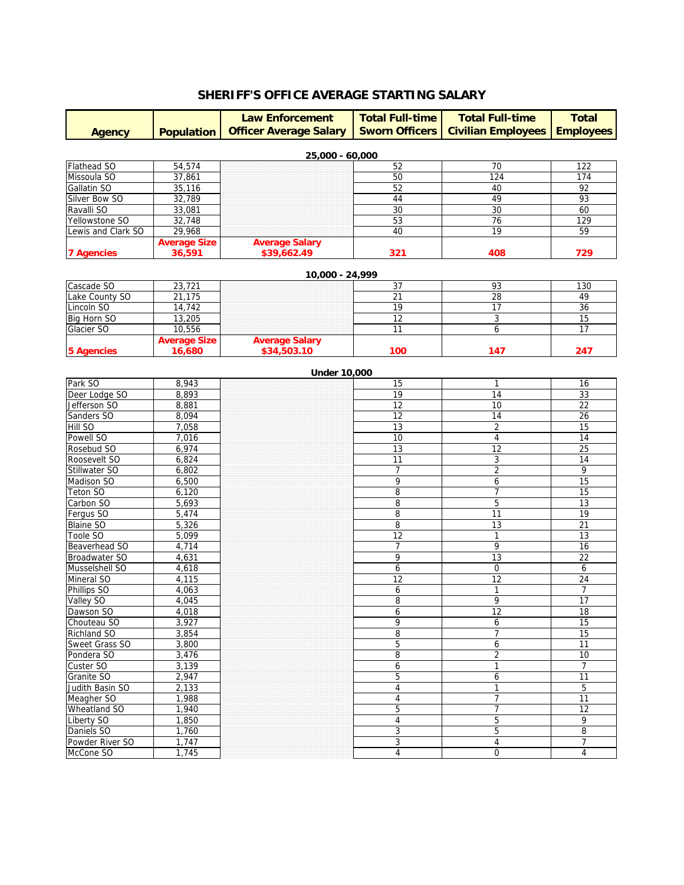# SHERIFF'S OFFICE AVERAGE STARTING SALARY

| Agency | Population | Law Enforcement Officer Average Salary | Total Full-time Sworn Officers | Total Full-time Civilian Employees | Total Employees |
|---|---|---|---|---|---|
| **25,000 - 60,000** | | | | | |
| Flathead SO | 54,574 | | 52 | 70 | 122 |
| Missoula SO | 37,861 | | 50 | 124 | 174 |
| Gallatin SO | 35,116 | | 52 | 40 | 92 |
| Silver Bow SO | 32,789 | | 44 | 49 | 93 |
| Ravalli SO | 33,081 | | 30 | 30 | 60 |
| Yellowstone SO | 32,748 | | 53 | 76 | 129 |
| Lewis and Clark SO | 29,968 | | 40 | 19 | 59 |
| **7 Agencies** | **Average Size 36,591** | **Average Salary $39,662.49** | **321** | **408** | **729** |
| **10,000 - 24,999** | | | | | |
| Cascade SO | 23,721 | | 37 | 93 | 130 |
| Lake County SO | 21,175 | | 21 | 28 | 49 |
| Lincoln SO | 14,742 | | 19 | 17 | 36 |
| Big Horn SO | 13,205 | | 12 | 3 | 15 |
| Glacier SO | 10,556 | | 11 | 6 | 17 |
| **5 Agencies** | **Average Size 16,680** | **Average Salary $34,503.10** | **100** | **147** | **247** |
| **Under 10,000** | | | | | |
| Park SO | 8,943 | | 15 | 1 | 16 |
| Deer Lodge SO | 8,893 | | 19 | 14 | 33 |
| Jefferson SO | 8,881 | | 12 | 10 | 22 |
| Sanders SO | 8,094 | | 12 | 14 | 26 |
| Hill SO | 7,058 | | 13 | 2 | 15 |
| Powell SO | 7,016 | | 10 | 4 | 14 |
| Rosebud SO | 6,974 | | 13 | 12 | 25 |
| Roosevelt SO | 6,824 | | 11 | 3 | 14 |
| Stillwater SO | 6,802 | | 7 | 2 | 9 |
| Madison SO | 6,500 | | 9 | 6 | 15 |
| Teton SO | 6,120 | | 8 | 7 | 15 |
| Carbon SO | 5,693 | | 8 | 5 | 13 |
| Fergus SO | 5,474 | | 8 | 11 | 19 |
| Blaine SO | 5,326 | | 8 | 13 | 21 |
| Toole SO | 5,099 | | 12 | 1 | 13 |
| Beaverhead SO | 4,714 | | 7 | 9 | 16 |
| Broadwater SO | 4,631 | | 9 | 13 | 22 |
| Musselshell SO | 4,618 | | 6 | 0 | 6 |
| Mineral SO | 4,115 | | 12 | 12 | 24 |
| Phillips SO | 4,063 | | 6 | 1 | 7 |
| Valley SO | 4,045 | | 8 | 9 | 17 |
| Dawson SO | 4,018 | | 6 | 12 | 18 |
| Chouteau SO | 3,927 | | 9 | 6 | 15 |
| Richland SO | 3,854 | | 8 | 7 | 15 |
| Sweet Grass SO | 3,800 | | 5 | 6 | 11 |
| Pondera SO | 3,476 | | 8 | 2 | 10 |
| Custer SO | 3,139 | | 6 | 1 | 7 |
| Granite SO | 2,947 | | 5 | 6 | 11 |
| Judith Basin SO | 2,133 | | 4 | 1 | 5 |
| Meagher SO | 1,988 | | 4 | 7 | 11 |
| Wheatland SO | 1,940 | | 5 | 7 | 12 |
| Liberty SO | 1,850 | | 4 | 5 | 9 |
| Daniels SO | 1,760 | | 3 | 5 | 8 |
| Powder River SO | 1,747 | | 3 | 4 | 7 |
| McCone SO | 1,745 | | 4 | 0 | 4 |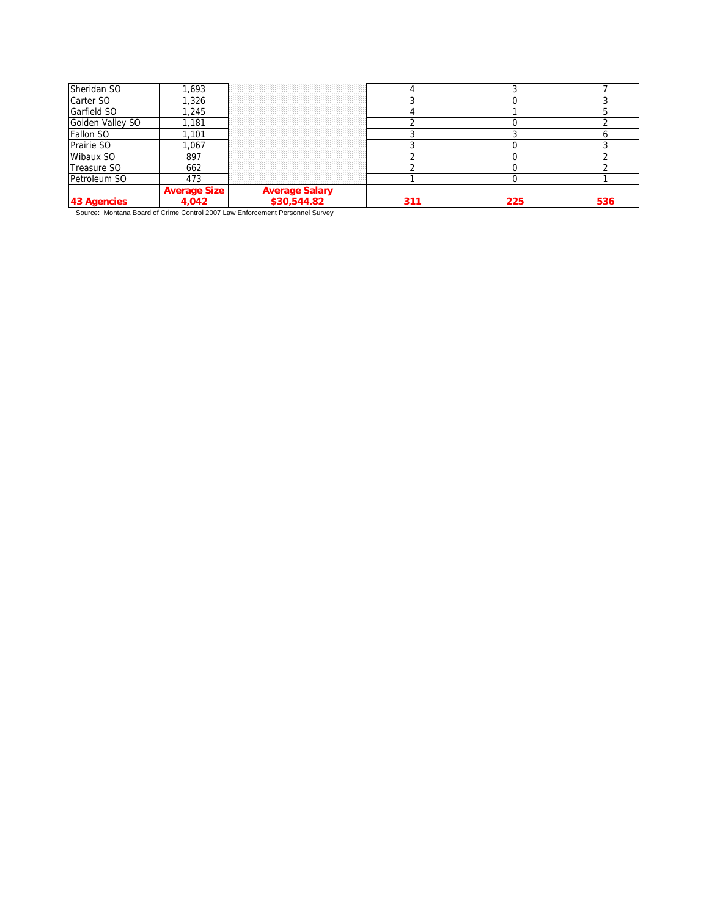| | | | | | |
|---|---|---|---|---|---|
| Sheridan SO | 1,693 | | 4 | 3 | 7 |
| Carter SO | 1,326 | | 3 | 0 | 3 |
| Garfield SO | 1,245 | | 4 | 1 | 5 |
| Golden Valley SO | 1,181 | | 2 | 0 | 2 |
| Fallon SO | 1,101 | | 3 | 3 | 6 |
| Prairie SO | 1,067 | | 3 | 0 | 3 |
| Wibaux SO | 897 | | 2 | 0 | 2 |
| Treasure SO | 662 | | 2 | 0 | 2 |
| Petroleum SO | 473 | | 1 | 0 | 1 |
| **43 Agencies** | **Average Size 4,042** | **Average Salary $30,544.82** | **311** | **225** | **536** |

Source: Montana Board of Crime Control 2007 Law Enforcement Personnel Survey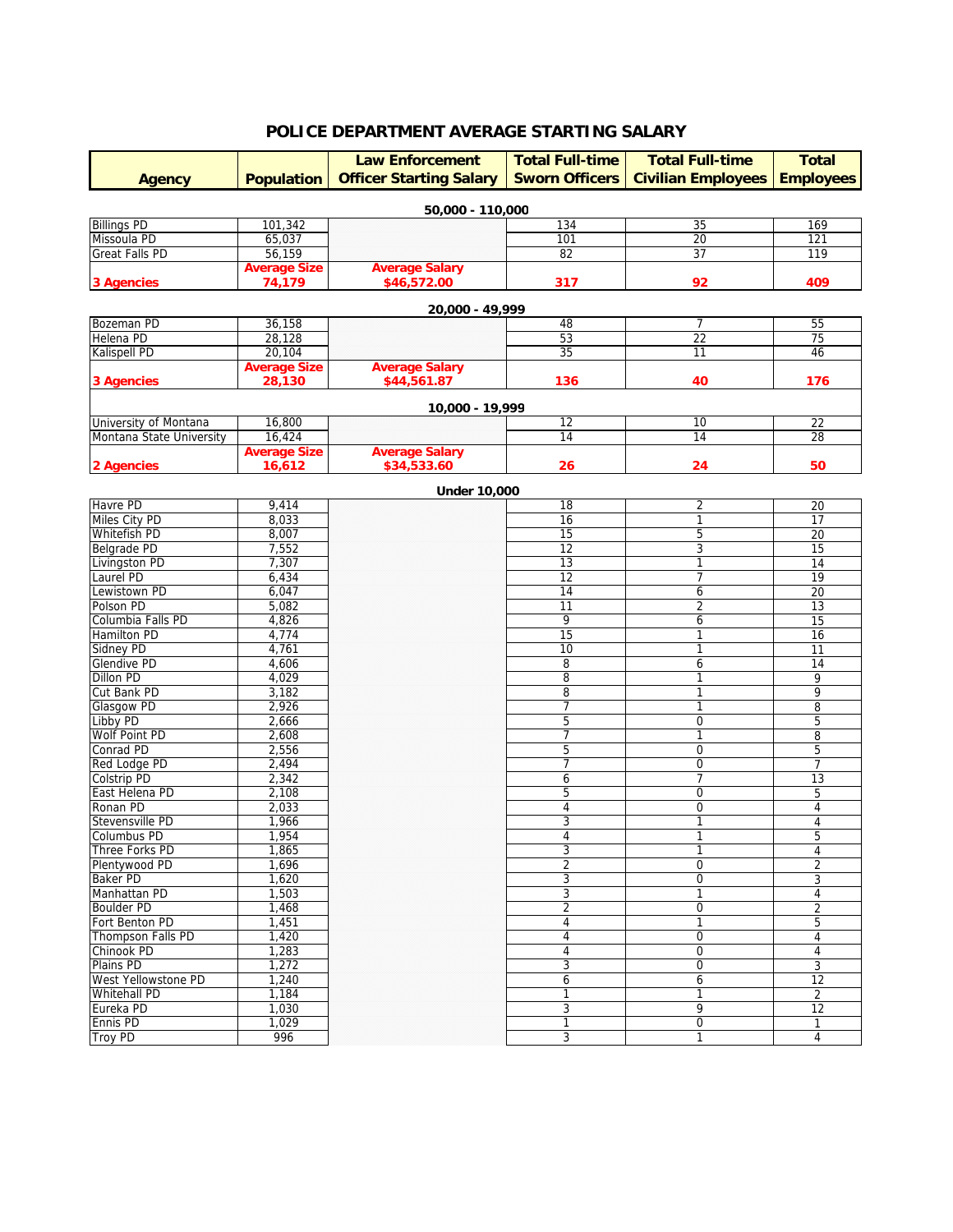# POLICE DEPARTMENT AVERAGE STARTING SALARY

| Agency | Population | Law Enforcement Officer Starting Salary | Total Full-time Sworn Officers | Total Full-time Civilian Employees | Total Employees |
|---|---|---|---|---|---|
| | | **50,000 - 110,000** | | | |
| Billings PD | 101,342 | | 134 | 35 | 169 |
| Missoula PD | 65,037 | | 101 | 20 | 121 |
| Great Falls PD | 56,159 | | 82 | 37 | 119 |
| **3 Agencies** | **Average Size 74,179** | **Average Salary $46,572.00** | **317** | **92** | **409** |
| | | **20,000 - 49,999** | | | |
| Bozeman PD | 36,158 | | 48 | 7 | 55 |
| Helena PD | 28,128 | | 53 | 22 | 75 |
| Kalispell PD | 20,104 | | 35 | 11 | 46 |
| **3 Agencies** | **Average Size 28,130** | **Average Salary $44,561.87** | **136** | **40** | **176** |
| | | **10,000 - 19,999** | | | |
| University of Montana | 16,800 | | 12 | 10 | 22 |
| Montana State University | 16,424 | | 14 | 14 | 28 |
| **2 Agencies** | **Average Size 16,612** | **Average Salary $34,533.60** | **26** | **24** | **50** |
| | | **Under 10,000** | | | |
| Havre PD | 9,414 | | 18 | 2 | 20 |
| Miles City PD | 8,033 | | 16 | 1 | 17 |
| Whitefish PD | 8,007 | | 15 | 5 | 20 |
| Belgrade PD | 7,552 | | 12 | 3 | 15 |
| Livingston PD | 7,307 | | 13 | 1 | 14 |
| Laurel PD | 6,434 | | 12 | 7 | 19 |
| Lewistown PD | 6,047 | | 14 | 6 | 20 |
| Polson PD | 5,082 | | 11 | 2 | 13 |
| Columbia Falls PD | 4,826 | | 9 | 6 | 15 |
| Hamilton PD | 4,774 | | 15 | 1 | 16 |
| Sidney PD | 4,761 | | 10 | 1 | 11 |
| Glendive PD | 4,606 | | 8 | 6 | 14 |
| Dillon PD | 4,029 | | 8 | 1 | 9 |
| Cut Bank PD | 3,182 | | 8 | 1 | 9 |
| Glasgow PD | 2,926 | | 7 | 1 | 8 |
| Libby PD | 2,666 | | 5 | 0 | 5 |
| Wolf Point PD | 2,608 | | 7 | 1 | 8 |
| Conrad PD | 2,556 | | 5 | 0 | 5 |
| Red Lodge PD | 2,494 | | 7 | 0 | 7 |
| Colstrip PD | 2,342 | | 6 | 7 | 13 |
| East Helena PD | 2,108 | | 5 | 0 | 5 |
| Ronan PD | 2,033 | | 4 | 0 | 4 |
| Stevensville PD | 1,966 | | 3 | 1 | 4 |
| Columbus PD | 1,954 | | 4 | 1 | 5 |
| Three Forks PD | 1,865 | | 3 | 1 | 4 |
| Plentywood PD | 1,696 | | 2 | 0 | 2 |
| Baker PD | 1,620 | | 3 | 0 | 3 |
| Manhattan PD | 1,503 | | 3 | 1 | 4 |
| Boulder PD | 1,468 | | 2 | 0 | 2 |
| Fort Benton PD | 1,451 | | 4 | 1 | 5 |
| Thompson Falls PD | 1,420 | | 4 | 0 | 4 |
| Chinook PD | 1,283 | | 4 | 0 | 4 |
| Plains PD | 1,272 | | 3 | 0 | 3 |
| West Yellowstone PD | 1,240 | | 6 | 6 | 12 |
| Whitehall PD | 1,184 | | 1 | 1 | 2 |
| Eureka PD | 1,030 | | 3 | 9 | 12 |
| Ennis PD | 1,029 | | 1 | 0 | 1 |
| Troy PD | 996 | | 3 | 1 | 4 |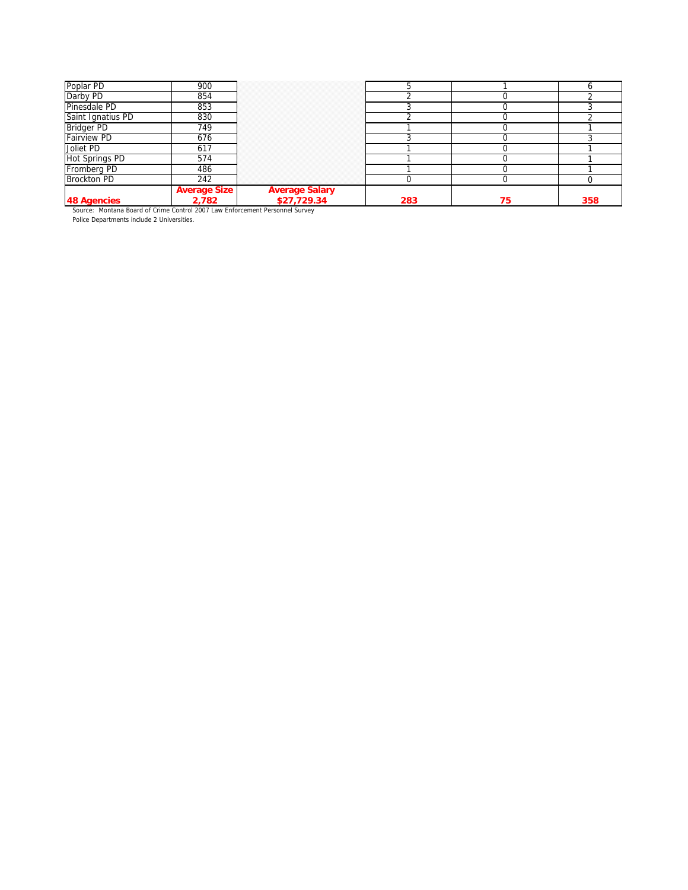| | | | | | |
|---|---|---|---|---|---|
| Poplar PD | 900 | | 5 | 1 | 6 |
| Darby PD | 854 | | 2 | 0 | 2 |
| Pinesdale PD | 853 | | 3 | 0 | 3 |
| Saint Ignatius PD | 830 | | 2 | 0 | 2 |
| Bridger PD | 749 | | 1 | 0 | 1 |
| Fairview PD | 676 | | 3 | 0 | 3 |
| Joliet PD | 617 | | 1 | 0 | 1 |
| Hot Springs PD | 574 | | 1 | 0 | 1 |
| Fromberg PD | 486 | | 1 | 0 | 1 |
| Brockton PD | 242 | | 0 | 0 | 0 |
| **48 Agencies** | **Average Size 2,782** | **Average Salary $27,729.34** | **283** | **75** | **358** |

Source: Montana Board of Crime Control 2007 Law Enforcement Personnel Survey

Police Departments include 2 Universities.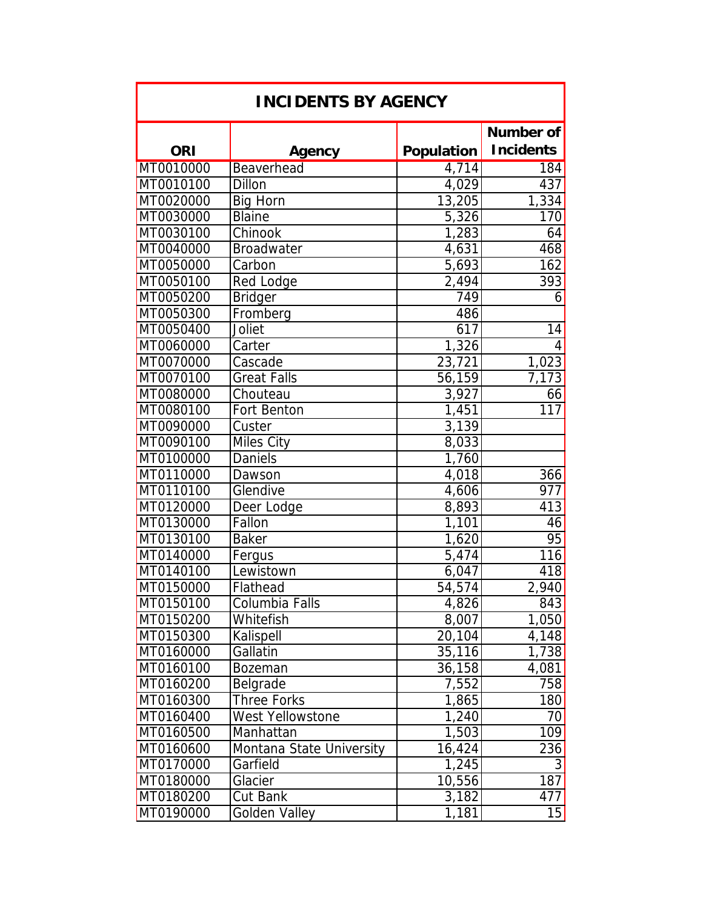| INCIDENTS BY AGENCY | | | |
|---|---|---|---|
| ORI | Agency | Population | Number of Incidents |
| MT0010000 | Beaverhead | 4,714 | 184 |
| MT0010100 | Dillon | 4,029 | 437 |
| MT0020000 | Big Horn | 13,205 | 1,334 |
| MT0030000 | Blaine | 5,326 | 170 |
| MT0030100 | Chinook | 1,283 | 64 |
| MT0040000 | Broadwater | 4,631 | 468 |
| MT0050000 | Carbon | 5,693 | 162 |
| MT0050100 | Red Lodge | 2,494 | 393 |
| MT0050200 | Bridger | 749 | 6 |
| MT0050300 | Fromberg | 486 | |
| MT0050400 | Joliet | 617 | 14 |
| MT0060000 | Carter | 1,326 | 4 |
| MT0070000 | Cascade | 23,721 | 1,023 |
| MT0070100 | Great Falls | 56,159 | 7,173 |
| MT0080000 | Chouteau | 3,927 | 66 |
| MT0080100 | Fort Benton | 1,451 | 117 |
| MT0090000 | Custer | 3,139 | |
| MT0090100 | Miles City | 8,033 | |
| MT0100000 | Daniels | 1,760 | |
| MT0110000 | Dawson | 4,018 | 366 |
| MT0110100 | Glendive | 4,606 | 977 |
| MT0120000 | Deer Lodge | 8,893 | 413 |
| MT0130000 | Fallon | 1,101 | 46 |
| MT0130100 | Baker | 1,620 | 95 |
| MT0140000 | Fergus | 5,474 | 116 |
| MT0140100 | Lewistown | 6,047 | 418 |
| MT0150000 | Flathead | 54,574 | 2,940 |
| MT0150100 | Columbia Falls | 4,826 | 843 |
| MT0150200 | Whitefish | 8,007 | 1,050 |
| MT0150300 | Kalispell | 20,104 | 4,148 |
| MT0160000 | Gallatin | 35,116 | 1,738 |
| MT0160100 | Bozeman | 36,158 | 4,081 |
| MT0160200 | Belgrade | 7,552 | 758 |
| MT0160300 | Three Forks | 1,865 | 180 |
| MT0160400 | West Yellowstone | 1,240 | 70 |
| MT0160500 | Manhattan | 1,503 | 109 |
| MT0160600 | Montana State University | 16,424 | 236 |
| MT0170000 | Garfield | 1,245 | 3 |
| MT0180000 | Glacier | 10,556 | 187 |
| MT0180200 | Cut Bank | 3,182 | 477 |
| MT0190000 | Golden Valley | 1,181 | 15 |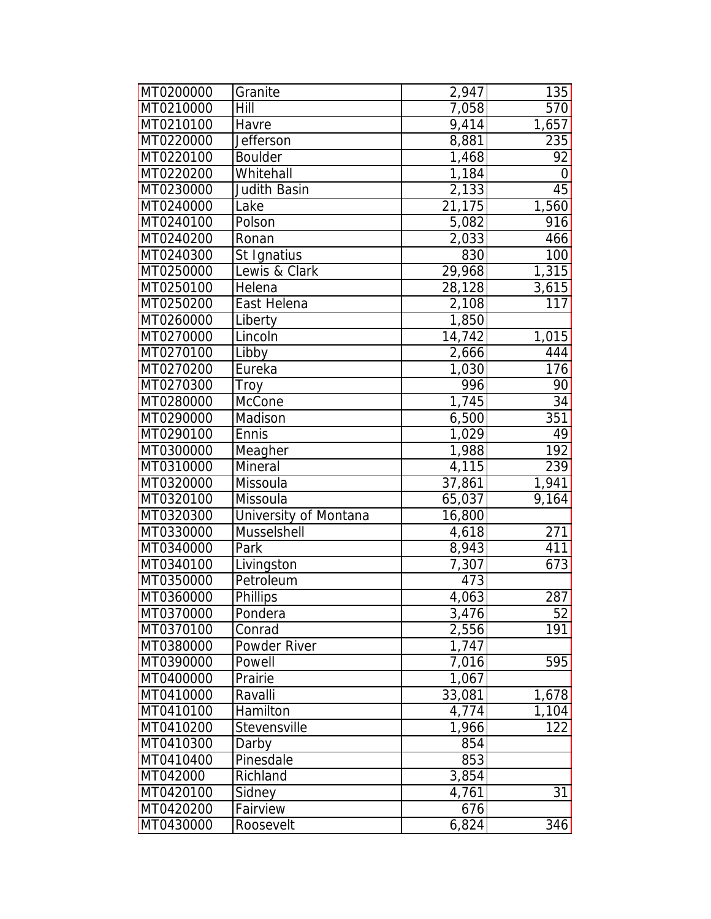| | | | |
|---|---|---|---|
| MT0200000 | Granite | 2,947 | 135 |
| MT0210000 | Hill | 7,058 | 570 |
| MT0210100 | Havre | 9,414 | 1,657 |
| MT0220000 | Jefferson | 8,881 | 235 |
| MT0220100 | Boulder | 1,468 | 92 |
| MT0220200 | Whitehall | 1,184 | 0 |
| MT0230000 | Judith Basin | 2,133 | 45 |
| MT0240000 | Lake | 21,175 | 1,560 |
| MT0240100 | Polson | 5,082 | 916 |
| MT0240200 | Ronan | 2,033 | 466 |
| MT0240300 | St Ignatius | 830 | 100 |
| MT0250000 | Lewis & Clark | 29,968 | 1,315 |
| MT0250100 | Helena | 28,128 | 3,615 |
| MT0250200 | East Helena | 2,108 | 117 |
| MT0260000 | Liberty | 1,850 | |
| MT0270000 | Lincoln | 14,742 | 1,015 |
| MT0270100 | Libby | 2,666 | 444 |
| MT0270200 | Eureka | 1,030 | 176 |
| MT0270300 | Troy | 996 | 90 |
| MT0280000 | McCone | 1,745 | 34 |
| MT0290000 | Madison | 6,500 | 351 |
| MT0290100 | Ennis | 1,029 | 49 |
| MT0300000 | Meagher | 1,988 | 192 |
| MT0310000 | Mineral | 4,115 | 239 |
| MT0320000 | Missoula | 37,861 | 1,941 |
| MT0320100 | Missoula | 65,037 | 9,164 |
| MT0320300 | University of Montana | 16,800 | |
| MT0330000 | Musselshell | 4,618 | 271 |
| MT0340000 | Park | 8,943 | 411 |
| MT0340100 | Livingston | 7,307 | 673 |
| MT0350000 | Petroleum | 473 | |
| MT0360000 | Phillips | 4,063 | 287 |
| MT0370000 | Pondera | 3,476 | 52 |
| MT0370100 | Conrad | 2,556 | 191 |
| MT0380000 | Powder River | 1,747 | |
| MT0390000 | Powell | 7,016 | 595 |
| MT0400000 | Prairie | 1,067 | |
| MT0410000 | Ravalli | 33,081 | 1,678 |
| MT0410100 | Hamilton | 4,774 | 1,104 |
| MT0410200 | Stevensville | 1,966 | 122 |
| MT0410300 | Darby | 854 | |
| MT0410400 | Pinesdale | 853 | |
| MT042000 | Richland | 3,854 | |
| MT0420100 | Sidney | 4,761 | 31 |
| MT0420200 | Fairview | 676 | |
| MT0430000 | Roosevelt | 6,824 | 346 |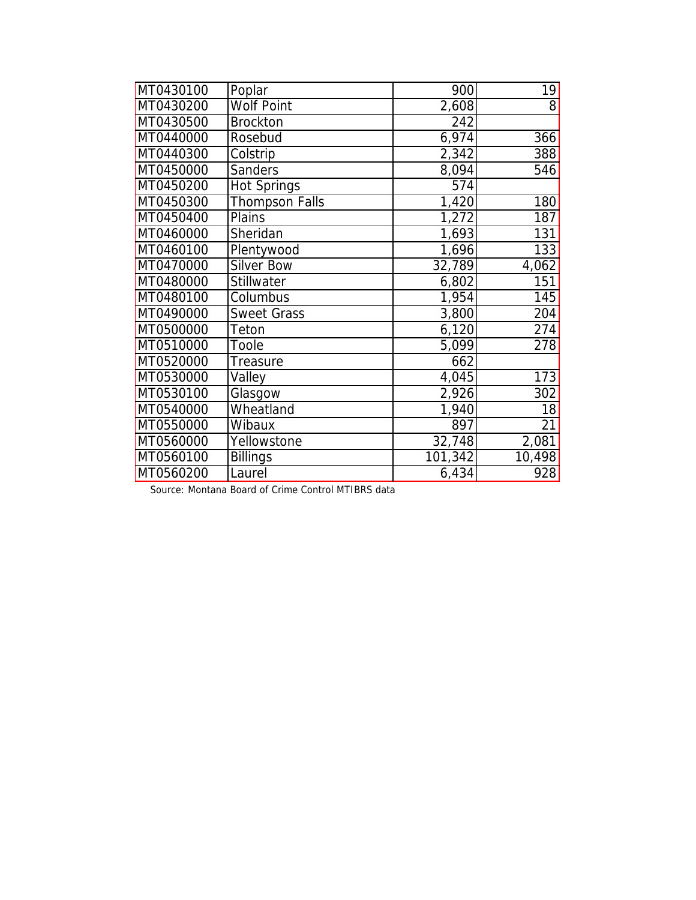| | | | |
|---|---|---|---|
| MT0430100 | Poplar | 900 | 19 |
| MT0430200 | Wolf Point | 2,608 | 8 |
| MT0430500 | Brockton | 242 | |
| MT0440000 | Rosebud | 6,974 | 366 |
| MT0440300 | Colstrip | 2,342 | 388 |
| MT0450000 | Sanders | 8,094 | 546 |
| MT0450200 | Hot Springs | 574 | |
| MT0450300 | Thompson Falls | 1,420 | 180 |
| MT0450400 | Plains | 1,272 | 187 |
| MT0460000 | Sheridan | 1,693 | 131 |
| MT0460100 | Plentywood | 1,696 | 133 |
| MT0470000 | Silver Bow | 32,789 | 4,062 |
| MT0480000 | Stillwater | 6,802 | 151 |
| MT0480100 | Columbus | 1,954 | 145 |
| MT0490000 | Sweet Grass | 3,800 | 204 |
| MT0500000 | Teton | 6,120 | 274 |
| MT0510000 | Toole | 5,099 | 278 |
| MT0520000 | Treasure | 662 | |
| MT0530000 | Valley | 4,045 | 173 |
| MT0530100 | Glasgow | 2,926 | 302 |
| MT0540000 | Wheatland | 1,940 | 18 |
| MT0550000 | Wibaux | 897 | 21 |
| MT0560000 | Yellowstone | 32,748 | 2,081 |
| MT0560100 | Billings | 101,342 | 10,498 |
| MT0560200 | Laurel | 6,434 | 928 |

Source: Montana Board of Crime Control MTIBRS data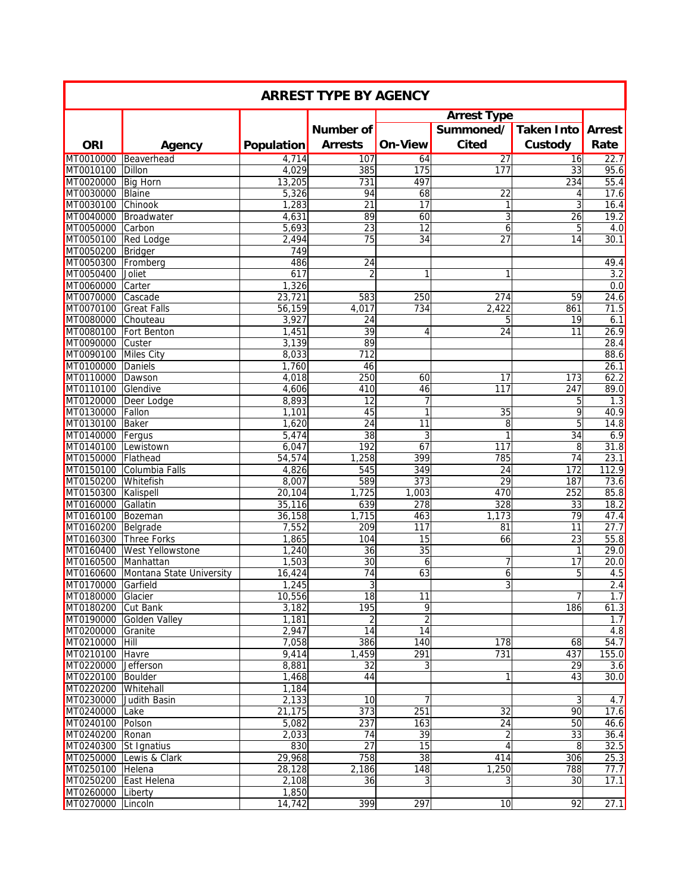## ARREST TYPE BY AGENCY

| ORI | Agency | Population | Number of Arrests | Arrest Type: On-View | Arrest Type: Summoned/ Cited | Arrest Type: Taken Into Custody | Arrest Rate |
|---|---|---|---|---|---|---|---|
| MT0010000 | Beaverhead | 4,714 | 107 | 64 | 27 | 16 | 22.7 |
| MT0010100 | Dillon | 4,029 | 385 | 175 | 177 | 33 | 95.6 |
| MT0020000 | Big Horn | 13,205 | 731 | 497 | | 234 | 55.4 |
| MT0030000 | Blaine | 5,326 | 94 | 68 | 22 | 4 | 17.6 |
| MT0030100 | Chinook | 1,283 | 21 | 17 | 1 | 3 | 16.4 |
| MT0040000 | Broadwater | 4,631 | 89 | 60 | 3 | 26 | 19.2 |
| MT0050000 | Carbon | 5,693 | 23 | 12 | 6 | 5 | 4.0 |
| MT0050100 | Red Lodge | 2,494 | 75 | 34 | 27 | 14 | 30.1 |
| MT0050200 | Bridger | 749 | | | | | |
| MT0050300 | Fromberg | 486 | 24 | | | | 49.4 |
| MT0050400 | Joliet | 617 | 2 | 1 | 1 | | 3.2 |
| MT0060000 | Carter | 1,326 | | | | | 0.0 |
| MT0070000 | Cascade | 23,721 | 583 | 250 | 274 | 59 | 24.6 |
| MT0070100 | Great Falls | 56,159 | 4,017 | 734 | 2,422 | 861 | 71.5 |
| MT0080000 | Chouteau | 3,927 | 24 | | 5 | 19 | 6.1 |
| MT0080100 | Fort Benton | 1,451 | 39 | 4 | 24 | 11 | 26.9 |
| MT0090000 | Custer | 3,139 | 89 | | | | 28.4 |
| MT0090100 | Miles City | 8,033 | 712 | | | | 88.6 |
| MT0100000 | Daniels | 1,760 | 46 | | | | 26.1 |
| MT0110000 | Dawson | 4,018 | 250 | 60 | 17 | 173 | 62.2 |
| MT0110100 | Glendive | 4,606 | 410 | 46 | 117 | 247 | 89.0 |
| MT0120000 | Deer Lodge | 8,893 | 12 | 7 | | 5 | 1.3 |
| MT0130000 | Fallon | 1,101 | 45 | 1 | 35 | 9 | 40.9 |
| MT0130100 | Baker | 1,620 | 24 | 11 | 8 | 5 | 14.8 |
| MT0140000 | Fergus | 5,474 | 38 | 3 | 1 | 34 | 6.9 |
| MT0140100 | Lewistown | 6,047 | 192 | 67 | 117 | 8 | 31.8 |
| MT0150000 | Flathead | 54,574 | 1,258 | 399 | 785 | 74 | 23.1 |
| MT0150100 | Columbia Falls | 4,826 | 545 | 349 | 24 | 172 | 112.9 |
| MT0150200 | Whitefish | 8,007 | 589 | 373 | 29 | 187 | 73.6 |
| MT0150300 | Kalispell | 20,104 | 1,725 | 1,003 | 470 | 252 | 85.8 |
| MT0160000 | Gallatin | 35,116 | 639 | 278 | 328 | 33 | 18.2 |
| MT0160100 | Bozeman | 36,158 | 1,715 | 463 | 1,173 | 79 | 47.4 |
| MT0160200 | Belgrade | 7,552 | 209 | 117 | 81 | 11 | 27.7 |
| MT0160300 | Three Forks | 1,865 | 104 | 15 | 66 | 23 | 55.8 |
| MT0160400 | West Yellowstone | 1,240 | 36 | 35 | | 1 | 29.0 |
| MT0160500 | Manhattan | 1,503 | 30 | 6 | 7 | 17 | 20.0 |
| MT0160600 | Montana State University | 16,424 | 74 | 63 | 6 | 5 | 4.5 |
| MT0170000 | Garfield | 1,245 | 3 | | 3 | | 2.4 |
| MT0180000 | Glacier | 10,556 | 18 | 11 | | 7 | 1.7 |
| MT0180200 | Cut Bank | 3,182 | 195 | 9 | | 186 | 61.3 |
| MT0190000 | Golden Valley | 1,181 | 2 | 2 | | | 1.7 |
| MT0200000 | Granite | 2,947 | 14 | 14 | | | 4.8 |
| MT0210000 | Hill | 7,058 | 386 | 140 | 178 | 68 | 54.7 |
| MT0210100 | Havre | 9,414 | 1,459 | 291 | 731 | 437 | 155.0 |
| MT0220000 | Jefferson | 8,881 | 32 | 3 | | 29 | 3.6 |
| MT0220100 | Boulder | 1,468 | 44 | | 1 | 43 | 30.0 |
| MT0220200 | Whitehall | 1,184 | | | | | |
| MT0230000 | Judith Basin | 2,133 | 10 | 7 | | 3 | 4.7 |
| MT0240000 | Lake | 21,175 | 373 | 251 | 32 | 90 | 17.6 |
| MT0240100 | Polson | 5,082 | 237 | 163 | 24 | 50 | 46.6 |
| MT0240200 | Ronan | 2,033 | 74 | 39 | 2 | 33 | 36.4 |
| MT0240300 | St Ignatius | 830 | 27 | 15 | 4 | 8 | 32.5 |
| MT0250000 | Lewis & Clark | 29,968 | 758 | 38 | 414 | 306 | 25.3 |
| MT0250100 | Helena | 28,128 | 2,186 | 148 | 1,250 | 788 | 77.7 |
| MT0250200 | East Helena | 2,108 | 36 | 3 | 3 | 30 | 17.1 |
| MT0260000 | Liberty | 1,850 | | | | | |
| MT0270000 | Lincoln | 14,742 | 399 | 297 | 10 | 92 | 27.1 |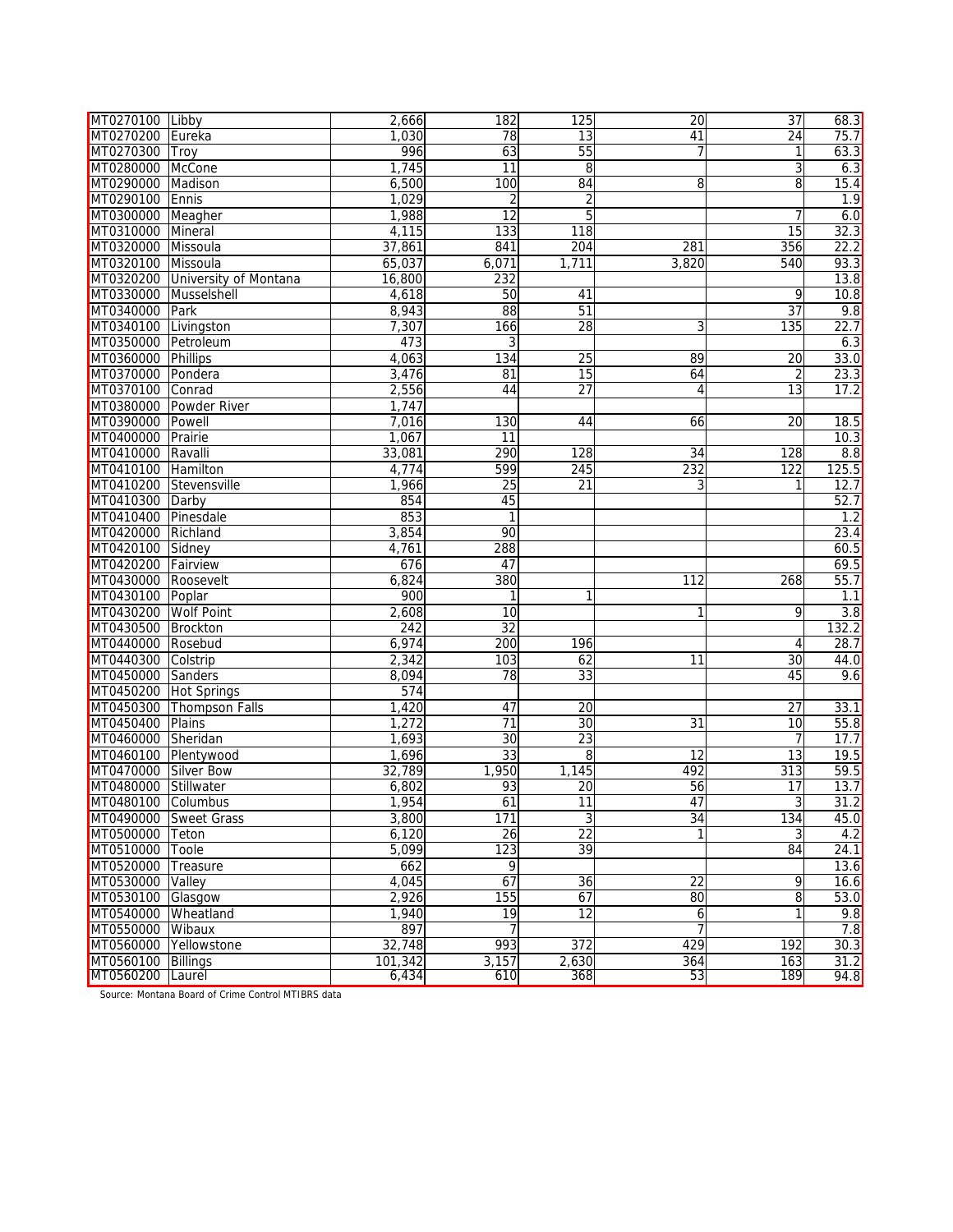| | | | | | | | |
|---|---|---|---|---|---|---|---|
| MT0270100 | Libby | 2,666 | 182 | 125 | 20 | 37 | 68.3 |
| MT0270200 | Eureka | 1,030 | 78 | 13 | 41 | 24 | 75.7 |
| MT0270300 | Troy | 996 | 63 | 55 | 7 | 1 | 63.3 |
| MT0280000 | McCone | 1,745 | 11 | 8 | | 3 | 6.3 |
| MT0290000 | Madison | 6,500 | 100 | 84 | 8 | 8 | 15.4 |
| MT0290100 | Ennis | 1,029 | 2 | 2 | | | 1.9 |
| MT0300000 | Meagher | 1,988 | 12 | 5 | | 7 | 6.0 |
| MT0310000 | Mineral | 4,115 | 133 | 118 | | 15 | 32.3 |
| MT0320000 | Missoula | 37,861 | 841 | 204 | 281 | 356 | 22.2 |
| MT0320100 | Missoula | 65,037 | 6,071 | 1,711 | 3,820 | 540 | 93.3 |
| MT0320200 | University of Montana | 16,800 | 232 | | | | 13.8 |
| MT0330000 | Musselshell | 4,618 | 50 | 41 | | 9 | 10.8 |
| MT0340000 | Park | 8,943 | 88 | 51 | | 37 | 9.8 |
| MT0340100 | Livingston | 7,307 | 166 | 28 | 3 | 135 | 22.7 |
| MT0350000 | Petroleum | 473 | 3 | | | | 6.3 |
| MT0360000 | Phillips | 4,063 | 134 | 25 | 89 | 20 | 33.0 |
| MT0370000 | Pondera | 3,476 | 81 | 15 | 64 | 2 | 23.3 |
| MT0370100 | Conrad | 2,556 | 44 | 27 | 4 | 13 | 17.2 |
| MT0380000 | Powder River | 1,747 | | | | | |
| MT0390000 | Powell | 7,016 | 130 | 44 | 66 | 20 | 18.5 |
| MT0400000 | Prairie | 1,067 | 11 | | | | 10.3 |
| MT0410000 | Ravalli | 33,081 | 290 | 128 | 34 | 128 | 8.8 |
| MT0410100 | Hamilton | 4,774 | 599 | 245 | 232 | 122 | 125.5 |
| MT0410200 | Stevensville | 1,966 | 25 | 21 | 3 | 1 | 12.7 |
| MT0410300 | Darby | 854 | 45 | | | | 52.7 |
| MT0410400 | Pinesdale | 853 | 1 | | | | 1.2 |
| MT0420000 | Richland | 3,854 | 90 | | | | 23.4 |
| MT0420100 | Sidney | 4,761 | 288 | | | | 60.5 |
| MT0420200 | Fairview | 676 | 47 | | | | 69.5 |
| MT0430000 | Roosevelt | 6,824 | 380 | | 112 | 268 | 55.7 |
| MT0430100 | Poplar | 900 | 1 | 1 | | | 1.1 |
| MT0430200 | Wolf Point | 2,608 | 10 | | 1 | 9 | 3.8 |
| MT0430500 | Brockton | 242 | 32 | | | | 132.2 |
| MT0440000 | Rosebud | 6,974 | 200 | 196 | | 4 | 28.7 |
| MT0440300 | Colstrip | 2,342 | 103 | 62 | 11 | 30 | 44.0 |
| MT0450000 | Sanders | 8,094 | 78 | 33 | | 45 | 9.6 |
| MT0450200 | Hot Springs | 574 | | | | | |
| MT0450300 | Thompson Falls | 1,420 | 47 | 20 | | 27 | 33.1 |
| MT0450400 | Plains | 1,272 | 71 | 30 | 31 | 10 | 55.8 |
| MT0460000 | Sheridan | 1,693 | 30 | 23 | | 7 | 17.7 |
| MT0460100 | Plentywood | 1,696 | 33 | 8 | 12 | 13 | 19.5 |
| MT0470000 | Silver Bow | 32,789 | 1,950 | 1,145 | 492 | 313 | 59.5 |
| MT0480000 | Stillwater | 6,802 | 93 | 20 | 56 | 17 | 13.7 |
| MT0480100 | Columbus | 1,954 | 61 | 11 | 47 | 3 | 31.2 |
| MT0490000 | Sweet Grass | 3,800 | 171 | 3 | 34 | 134 | 45.0 |
| MT0500000 | Teton | 6,120 | 26 | 22 | 1 | 3 | 4.2 |
| MT0510000 | Toole | 5,099 | 123 | 39 | | 84 | 24.1 |
| MT0520000 | Treasure | 662 | 9 | | | | 13.6 |
| MT0530000 | Valley | 4,045 | 67 | 36 | 22 | 9 | 16.6 |
| MT0530100 | Glasgow | 2,926 | 155 | 67 | 80 | 8 | 53.0 |
| MT0540000 | Wheatland | 1,940 | 19 | 12 | 6 | 1 | 9.8 |
| MT0550000 | Wibaux | 897 | 7 | | 7 | | 7.8 |
| MT0560000 | Yellowstone | 32,748 | 993 | 372 | 429 | 192 | 30.3 |
| MT0560100 | Billings | 101,342 | 3,157 | 2,630 | 364 | 163 | 31.2 |
| MT0560200 | Laurel | 6,434 | 610 | 368 | 53 | 189 | 94.8 |

Source: Montana Board of Crime Control MTIBRS data